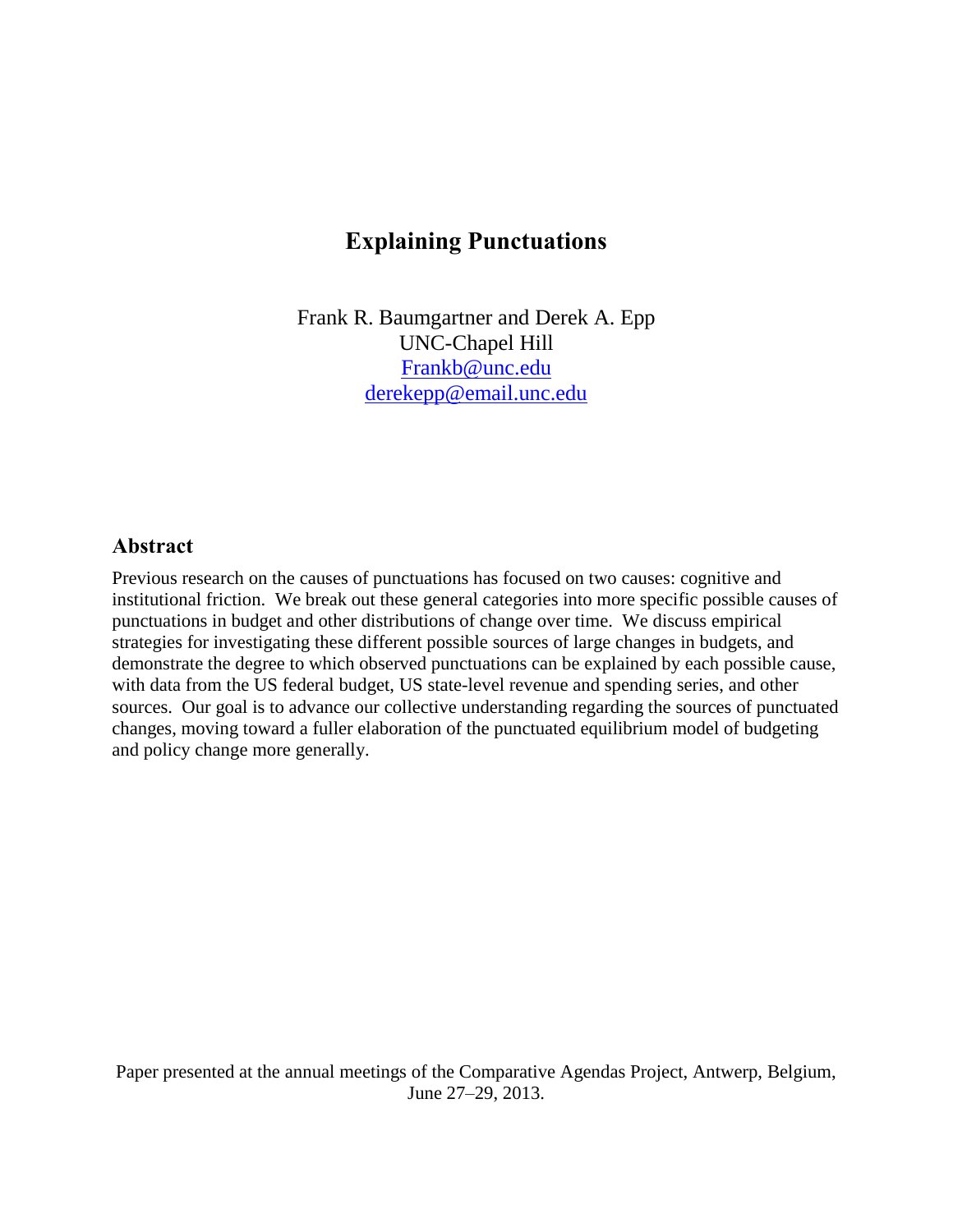# Explaining Punctuations

Frank R. Baumgartner and Derek A. Epp
UNC-Chapel Hill
Frankb@unc.edu
derekepp@email.unc.edu

## Abstract

Previous research on the causes of punctuations has focused on two causes: cognitive and institutional friction. We break out these general categories into more specific possible causes of punctuations in budget and other distributions of change over time. We discuss empirical strategies for investigating these different possible sources of large changes in budgets, and demonstrate the degree to which observed punctuations can be explained by each possible cause, with data from the US federal budget, US state-level revenue and spending series, and other sources. Our goal is to advance our collective understanding regarding the sources of punctuated changes, moving toward a fuller elaboration of the punctuated equilibrium model of budgeting and policy change more generally.

Paper presented at the annual meetings of the Comparative Agendas Project, Antwerp, Belgium, June 27–29, 2013.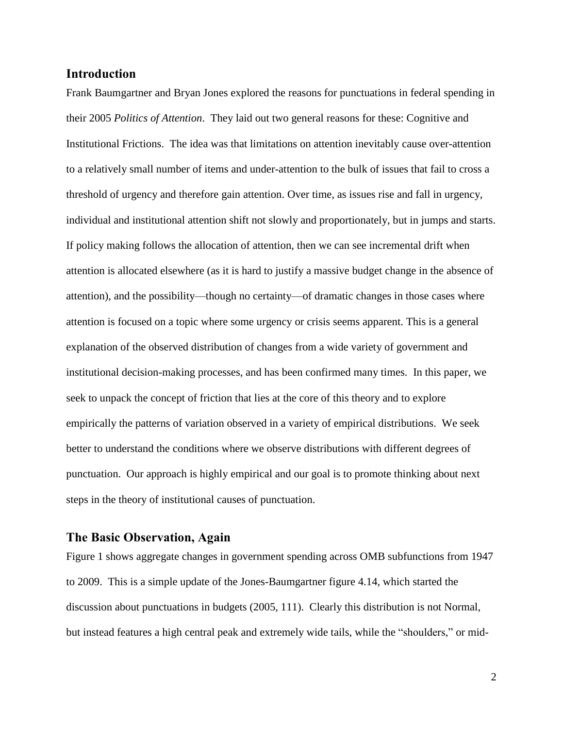## Introduction

Frank Baumgartner and Bryan Jones explored the reasons for punctuations in federal spending in their 2005 *Politics of Attention*. They laid out two general reasons for these: Cognitive and Institutional Frictions. The idea was that limitations on attention inevitably cause over-attention to a relatively small number of items and under-attention to the bulk of issues that fail to cross a threshold of urgency and therefore gain attention. Over time, as issues rise and fall in urgency, individual and institutional attention shift not slowly and proportionately, but in jumps and starts. If policy making follows the allocation of attention, then we can see incremental drift when attention is allocated elsewhere (as it is hard to justify a massive budget change in the absence of attention), and the possibility—though no certainty—of dramatic changes in those cases where attention is focused on a topic where some urgency or crisis seems apparent. This is a general explanation of the observed distribution of changes from a wide variety of government and institutional decision-making processes, and has been confirmed many times. In this paper, we seek to unpack the concept of friction that lies at the core of this theory and to explore empirically the patterns of variation observed in a variety of empirical distributions. We seek better to understand the conditions where we observe distributions with different degrees of punctuation. Our approach is highly empirical and our goal is to promote thinking about next steps in the theory of institutional causes of punctuation.

## The Basic Observation, Again

Figure 1 shows aggregate changes in government spending across OMB subfunctions from 1947 to 2009. This is a simple update of the Jones-Baumgartner figure 4.14, which started the discussion about punctuations in budgets (2005, 111). Clearly this distribution is not Normal, but instead features a high central peak and extremely wide tails, while the "shoulders," or mid-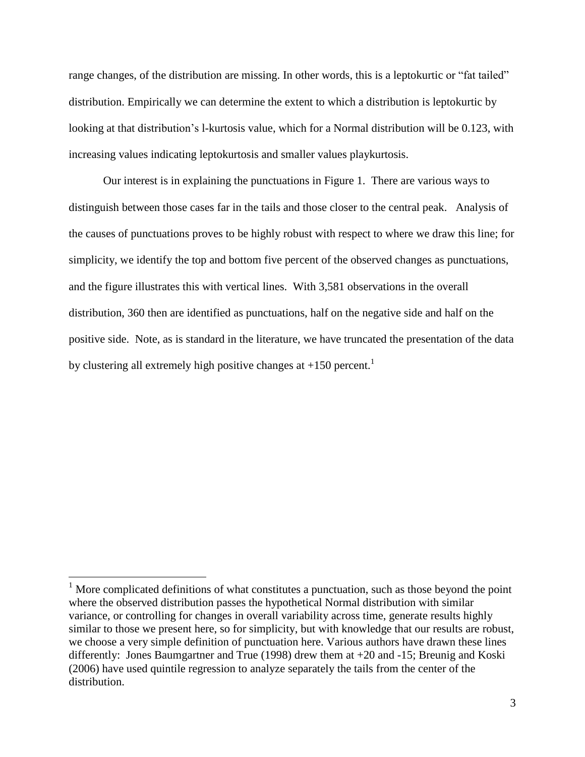range changes, of the distribution are missing. In other words, this is a leptokurtic or "fat tailed" distribution. Empirically we can determine the extent to which a distribution is leptokurtic by looking at that distribution's l-kurtosis value, which for a Normal distribution will be 0.123, with increasing values indicating leptokurtosis and smaller values playkurtosis.

Our interest is in explaining the punctuations in Figure 1. There are various ways to distinguish between those cases far in the tails and those closer to the central peak. Analysis of the causes of punctuations proves to be highly robust with respect to where we draw this line; for simplicity, we identify the top and bottom five percent of the observed changes as punctuations, and the figure illustrates this with vertical lines. With 3,581 observations in the overall distribution, 360 then are identified as punctuations, half on the negative side and half on the positive side. Note, as is standard in the literature, we have truncated the presentation of the data by clustering all extremely high positive changes at +150 percent.[1]

---

[1] More complicated definitions of what constitutes a punctuation, such as those beyond the point where the observed distribution passes the hypothetical Normal distribution with similar variance, or controlling for changes in overall variability across time, generate results highly similar to those we present here, so for simplicity, but with knowledge that our results are robust, we choose a very simple definition of punctuation here. Various authors have drawn these lines differently: Jones Baumgartner and True (1998) drew them at +20 and -15; Breunig and Koski (2006) have used quintile regression to analyze separately the tails from the center of the distribution.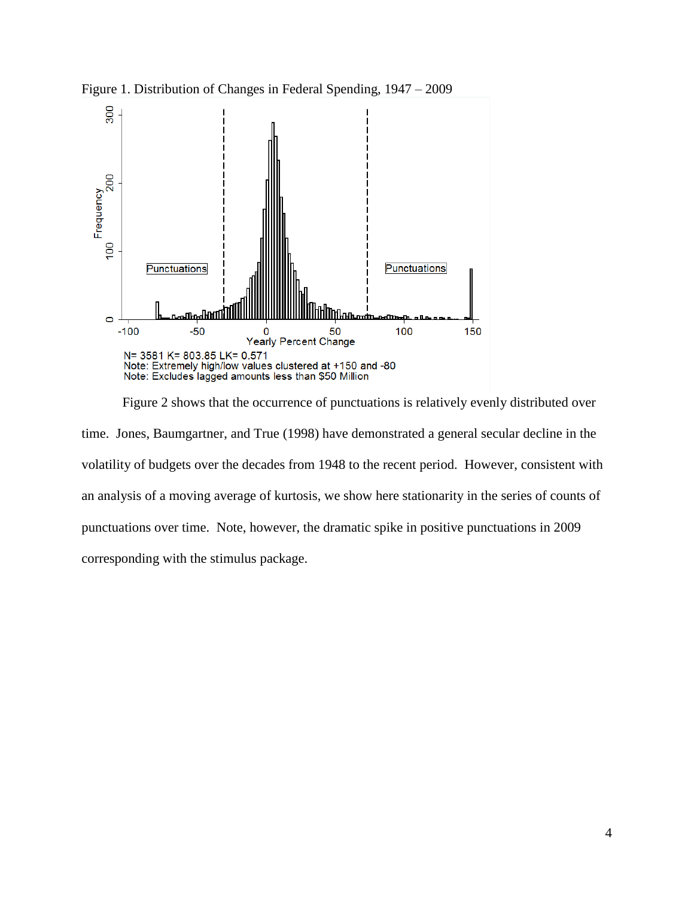Figure 1. Distribution of Changes in Federal Spending, 1947 – 2009

N= 3581 K= 803.85 LK= 0.571
Note: Extremely high/low values clustered at +150 and -80
Note: Excludes lagged amounts less than $50 Million

Figure 2 shows that the occurrence of punctuations is relatively evenly distributed over time. Jones, Baumgartner, and True (1998) have demonstrated a general secular decline in the volatility of budgets over the decades from 1948 to the recent period. However, consistent with an analysis of a moving average of kurtosis, we show here stationarity in the series of counts of punctuations over time. Note, however, the dramatic spike in positive punctuations in 2009 corresponding with the stimulus package.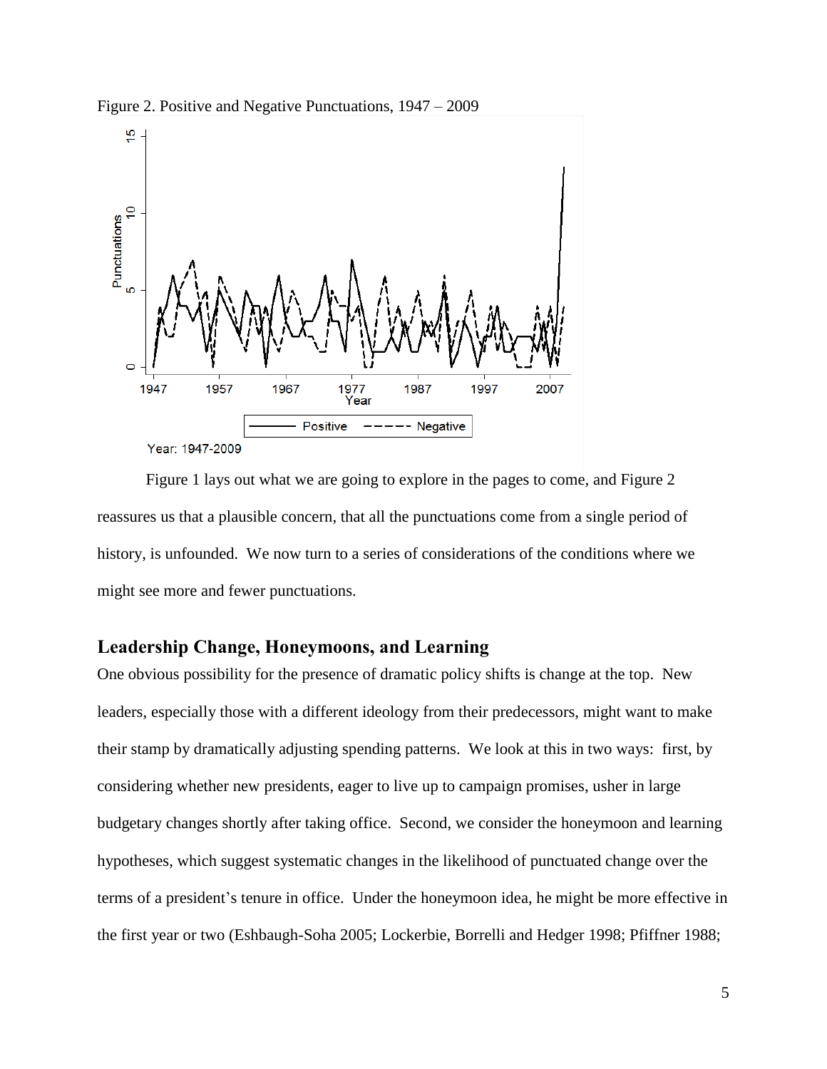Figure 2. Positive and Negative Punctuations, 1947 – 2009

Figure 1 lays out what we are going to explore in the pages to come, and Figure 2 reassures us that a plausible concern, that all the punctuations come from a single period of history, is unfounded. We now turn to a series of considerations of the conditions where we might see more and fewer punctuations.

## Leadership Change, Honeymoons, and Learning

One obvious possibility for the presence of dramatic policy shifts is change at the top. New leaders, especially those with a different ideology from their predecessors, might want to make their stamp by dramatically adjusting spending patterns. We look at this in two ways: first, by considering whether new presidents, eager to live up to campaign promises, usher in large budgetary changes shortly after taking office. Second, we consider the honeymoon and learning hypotheses, which suggest systematic changes in the likelihood of punctuated change over the terms of a president's tenure in office. Under the honeymoon idea, he might be more effective in the first year or two (Eshbaugh-Soha 2005; Lockerbie, Borrelli and Hedger 1998; Pfiffner 1988;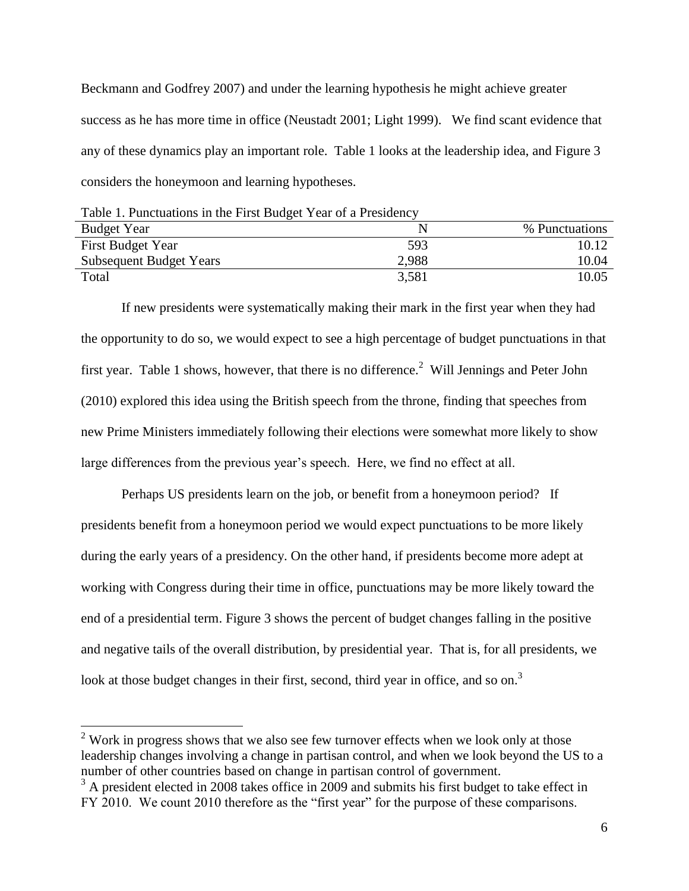Beckmann and Godfrey 2007) and under the learning hypothesis he might achieve greater success as he has more time in office (Neustadt 2001; Light 1999). We find scant evidence that any of these dynamics play an important role. Table 1 looks at the leadership idea, and Figure 3 considers the honeymoon and learning hypotheses.

Table 1. Punctuations in the First Budget Year of a Presidency

| Budget Year | N | % Punctuations |
|---|---|---|
| First Budget Year | 593 | 10.12 |
| Subsequent Budget Years | 2,988 | 10.04 |
| Total | 3,581 | 10.05 |

If new presidents were systematically making their mark in the first year when they had the opportunity to do so, we would expect to see a high percentage of budget punctuations in that first year. Table 1 shows, however, that there is no difference.[2] Will Jennings and Peter John (2010) explored this idea using the British speech from the throne, finding that speeches from new Prime Ministers immediately following their elections were somewhat more likely to show large differences from the previous year's speech. Here, we find no effect at all.

Perhaps US presidents learn on the job, or benefit from a honeymoon period? If presidents benefit from a honeymoon period we would expect punctuations to be more likely during the early years of a presidency. On the other hand, if presidents become more adept at working with Congress during their time in office, punctuations may be more likely toward the end of a presidential term. Figure 3 shows the percent of budget changes falling in the positive and negative tails of the overall distribution, by presidential year. That is, for all presidents, we look at those budget changes in their first, second, third year in office, and so on.[3]

[2] Work in progress shows that we also see few turnover effects when we look only at those leadership changes involving a change in partisan control, and when we look beyond the US to a number of other countries based on change in partisan control of government.

[3] A president elected in 2008 takes office in 2009 and submits his first budget to take effect in FY 2010. We count 2010 therefore as the "first year" for the purpose of these comparisons.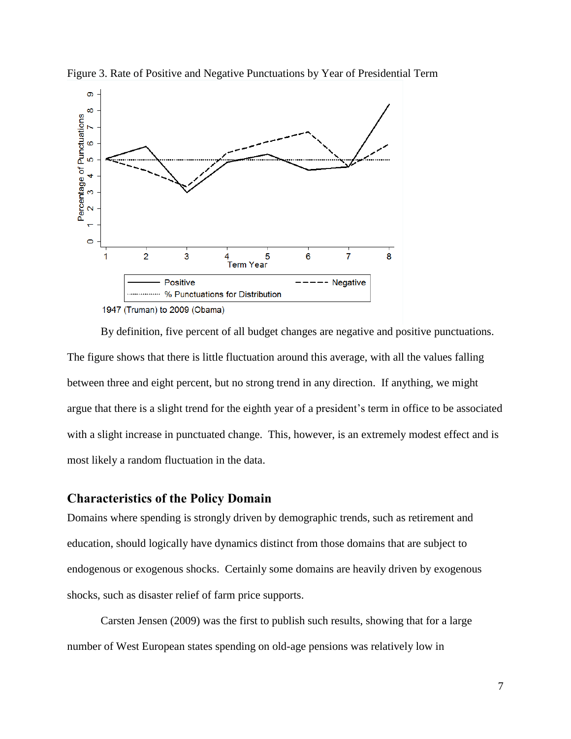Figure 3. Rate of Positive and Negative Punctuations by Year of Presidential Term

By definition, five percent of all budget changes are negative and positive punctuations. The figure shows that there is little fluctuation around this average, with all the values falling between three and eight percent, but no strong trend in any direction. If anything, we might argue that there is a slight trend for the eighth year of a president's term in office to be associated with a slight increase in punctuated change. This, however, is an extremely modest effect and is most likely a random fluctuation in the data.

## Characteristics of the Policy Domain

Domains where spending is strongly driven by demographic trends, such as retirement and education, should logically have dynamics distinct from those domains that are subject to endogenous or exogenous shocks. Certainly some domains are heavily driven by exogenous shocks, such as disaster relief of farm price supports.

Carsten Jensen (2009) was the first to publish such results, showing that for a large number of West European states spending on old-age pensions was relatively low in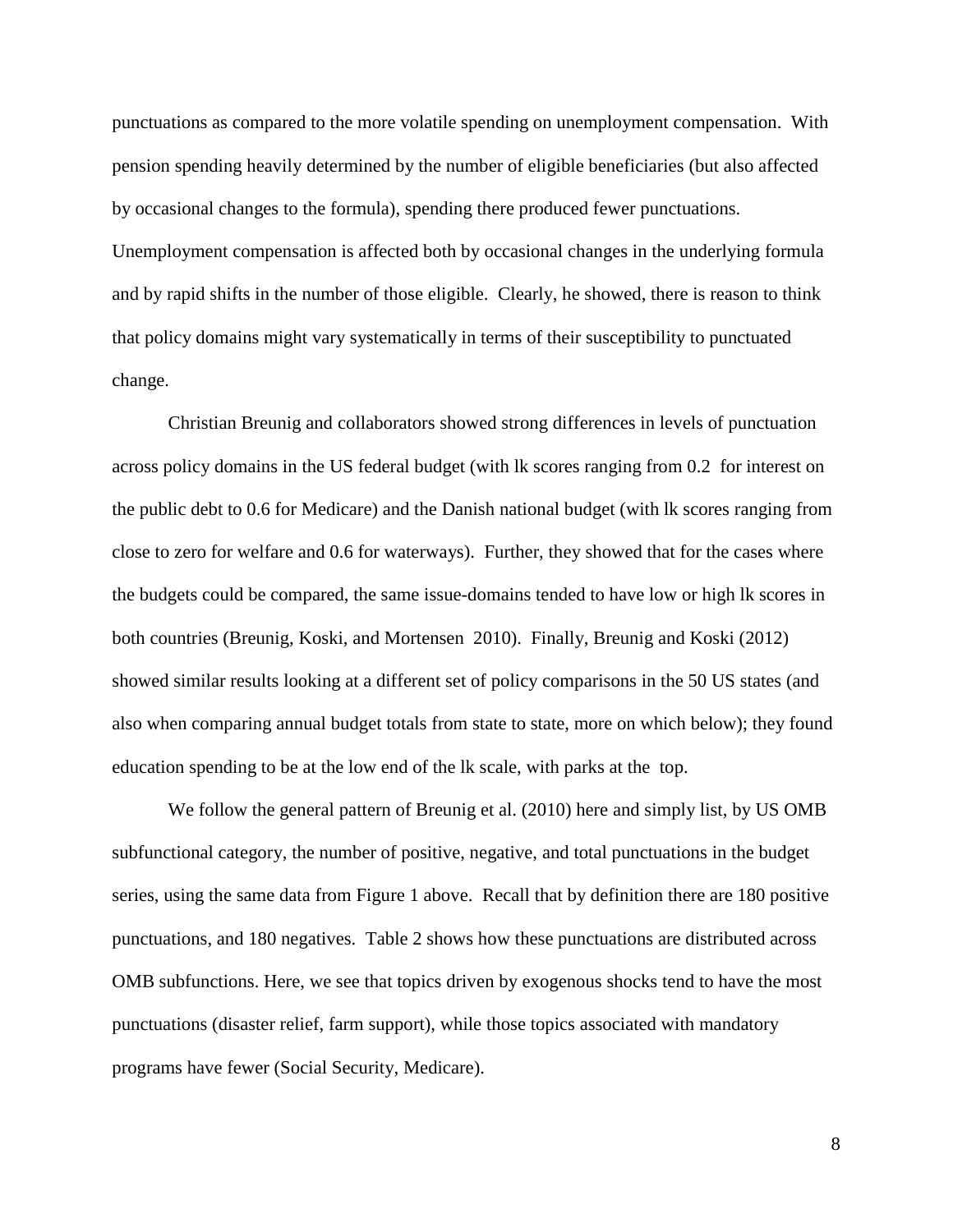punctuations as compared to the more volatile spending on unemployment compensation. With pension spending heavily determined by the number of eligible beneficiaries (but also affected by occasional changes to the formula), spending there produced fewer punctuations. Unemployment compensation is affected both by occasional changes in the underlying formula and by rapid shifts in the number of those eligible. Clearly, he showed, there is reason to think that policy domains might vary systematically in terms of their susceptibility to punctuated change.

Christian Breunig and collaborators showed strong differences in levels of punctuation across policy domains in the US federal budget (with lk scores ranging from 0.2 for interest on the public debt to 0.6 for Medicare) and the Danish national budget (with lk scores ranging from close to zero for welfare and 0.6 for waterways). Further, they showed that for the cases where the budgets could be compared, the same issue-domains tended to have low or high lk scores in both countries (Breunig, Koski, and Mortensen 2010). Finally, Breunig and Koski (2012) showed similar results looking at a different set of policy comparisons in the 50 US states (and also when comparing annual budget totals from state to state, more on which below); they found education spending to be at the low end of the lk scale, with parks at the top.

We follow the general pattern of Breunig et al. (2010) here and simply list, by US OMB subfunctional category, the number of positive, negative, and total punctuations in the budget series, using the same data from Figure 1 above. Recall that by definition there are 180 positive punctuations, and 180 negatives. Table 2 shows how these punctuations are distributed across OMB subfunctions. Here, we see that topics driven by exogenous shocks tend to have the most punctuations (disaster relief, farm support), while those topics associated with mandatory programs have fewer (Social Security, Medicare).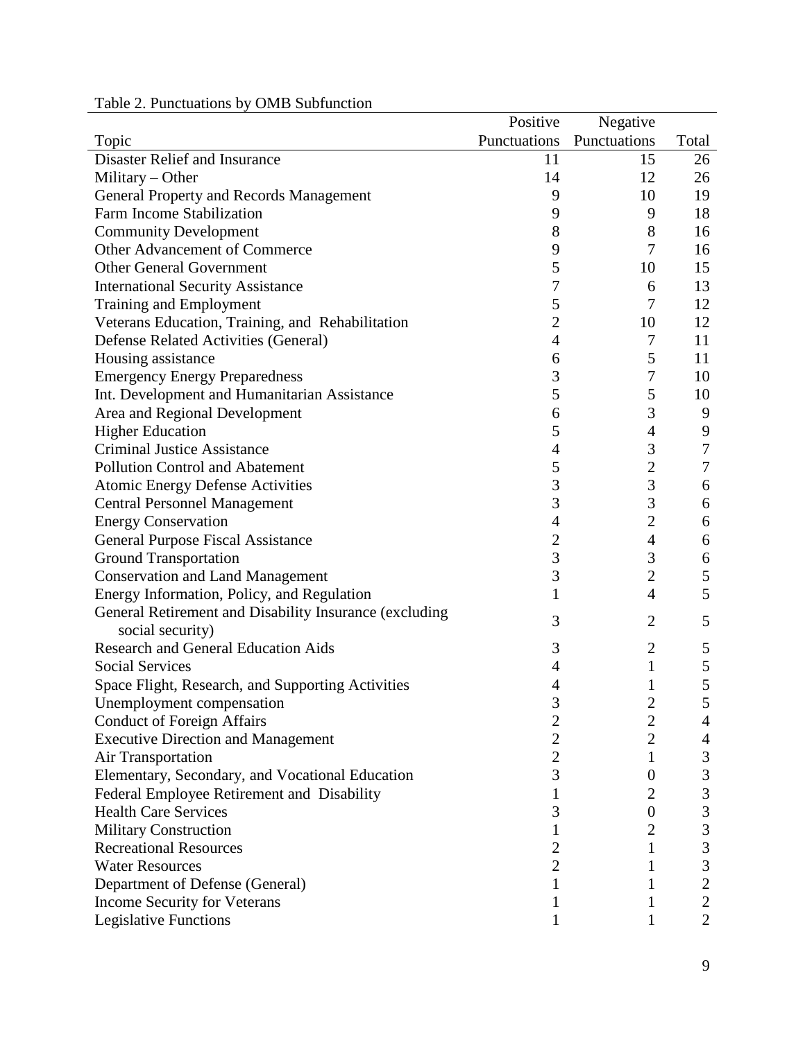Table 2. Punctuations by OMB Subfunction

| Topic | Positive Punctuations | Negative Punctuations | Total |
|---|---|---|---|
| Disaster Relief and Insurance | 11 | 15 | 26 |
| Military – Other | 14 | 12 | 26 |
| General Property and Records Management | 9 | 10 | 19 |
| Farm Income Stabilization | 9 | 9 | 18 |
| Community Development | 8 | 8 | 16 |
| Other Advancement of Commerce | 9 | 7 | 16 |
| Other General Government | 5 | 10 | 15 |
| International Security Assistance | 7 | 6 | 13 |
| Training and Employment | 5 | 7 | 12 |
| Veterans Education, Training, and Rehabilitation | 2 | 10 | 12 |
| Defense Related Activities (General) | 4 | 7 | 11 |
| Housing assistance | 6 | 5 | 11 |
| Emergency Energy Preparedness | 3 | 7 | 10 |
| Int. Development and Humanitarian Assistance | 5 | 5 | 10 |
| Area and Regional Development | 6 | 3 | 9 |
| Higher Education | 5 | 4 | 9 |
| Criminal Justice Assistance | 4 | 3 | 7 |
| Pollution Control and Abatement | 5 | 2 | 7 |
| Atomic Energy Defense Activities | 3 | 3 | 6 |
| Central Personnel Management | 3 | 3 | 6 |
| Energy Conservation | 4 | 2 | 6 |
| General Purpose Fiscal Assistance | 2 | 4 | 6 |
| Ground Transportation | 3 | 3 | 6 |
| Conservation and Land Management | 3 | 2 | 5 |
| Energy Information, Policy, and Regulation | 1 | 4 | 5 |
| General Retirement and Disability Insurance (excluding social security) | 3 | 2 | 5 |
| Research and General Education Aids | 3 | 2 | 5 |
| Social Services | 4 | 1 | 5 |
| Space Flight, Research, and Supporting Activities | 4 | 1 | 5 |
| Unemployment compensation | 3 | 2 | 5 |
| Conduct of Foreign Affairs | 2 | 2 | 4 |
| Executive Direction and Management | 2 | 2 | 4 |
| Air Transportation | 2 | 1 | 3 |
| Elementary, Secondary, and Vocational Education | 3 | 0 | 3 |
| Federal Employee Retirement and Disability | 1 | 2 | 3 |
| Health Care Services | 3 | 0 | 3 |
| Military Construction | 1 | 2 | 3 |
| Recreational Resources | 2 | 1 | 3 |
| Water Resources | 2 | 1 | 3 |
| Department of Defense (General) | 1 | 1 | 2 |
| Income Security for Veterans | 1 | 1 | 2 |
| Legislative Functions | 1 | 1 | 2 |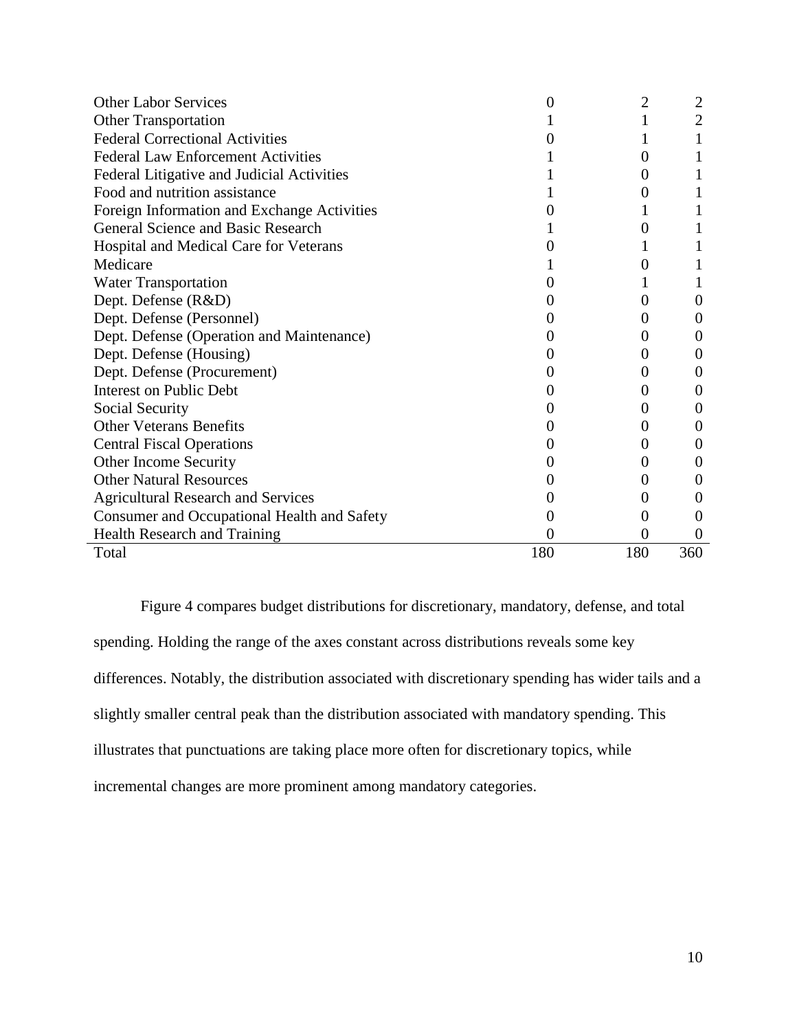| | | | |
|---|---|---|---|
| Other Labor Services | 0 | 2 | 2 |
| Other Transportation | 1 | 1 | 2 |
| Federal Correctional Activities | 0 | 1 | 1 |
| Federal Law Enforcement Activities | 1 | 0 | 1 |
| Federal Litigative and Judicial Activities | 1 | 0 | 1 |
| Food and nutrition assistance | 1 | 0 | 1 |
| Foreign Information and Exchange Activities | 0 | 1 | 1 |
| General Science and Basic Research | 1 | 0 | 1 |
| Hospital and Medical Care for Veterans | 0 | 1 | 1 |
| Medicare | 1 | 0 | 1 |
| Water Transportation | 0 | 1 | 1 |
| Dept. Defense (R&D) | 0 | 0 | 0 |
| Dept. Defense (Personnel) | 0 | 0 | 0 |
| Dept. Defense (Operation and Maintenance) | 0 | 0 | 0 |
| Dept. Defense (Housing) | 0 | 0 | 0 |
| Dept. Defense (Procurement) | 0 | 0 | 0 |
| Interest on Public Debt | 0 | 0 | 0 |
| Social Security | 0 | 0 | 0 |
| Other Veterans Benefits | 0 | 0 | 0 |
| Central Fiscal Operations | 0 | 0 | 0 |
| Other Income Security | 0 | 0 | 0 |
| Other Natural Resources | 0 | 0 | 0 |
| Agricultural Research and Services | 0 | 0 | 0 |
| Consumer and Occupational Health and Safety | 0 | 0 | 0 |
| Health Research and Training | 0 | 0 | 0 |
| Total | 180 | 180 | 360 |

Figure 4 compares budget distributions for discretionary, mandatory, defense, and total spending. Holding the range of the axes constant across distributions reveals some key differences. Notably, the distribution associated with discretionary spending has wider tails and a slightly smaller central peak than the distribution associated with mandatory spending. This illustrates that punctuations are taking place more often for discretionary topics, while incremental changes are more prominent among mandatory categories.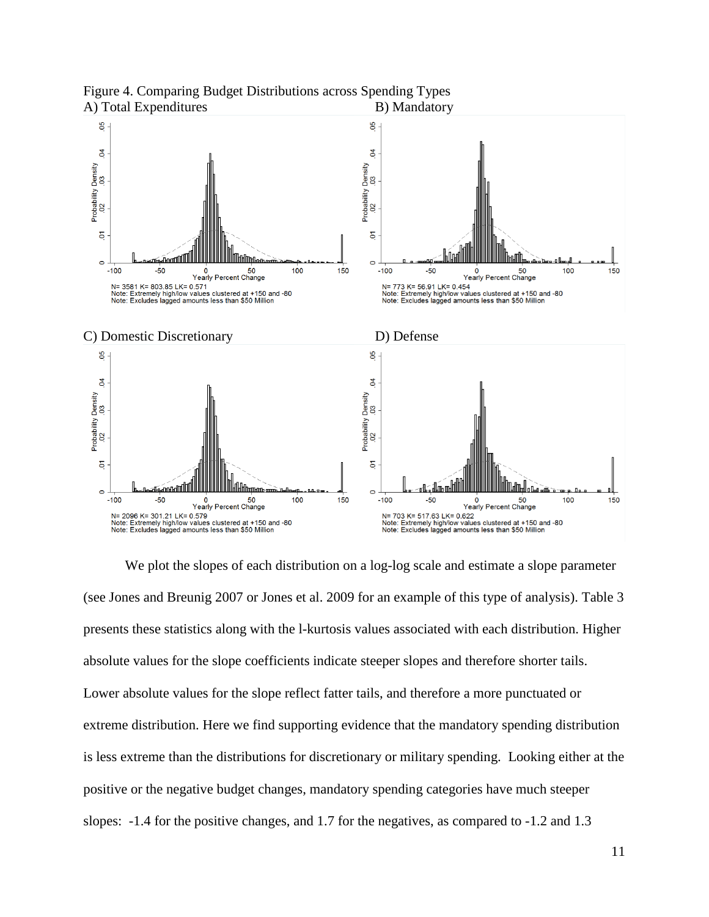Figure 4. Comparing Budget Distributions across Spending Types

A) Total Expenditures

N= 3581 K= 803.85 LK= 0.571
Note: Extremely high/low values clustered at +150 and -80
Note: Excludes lagged amounts less than $50 Million

B) Mandatory

N= 773 K= 56.91 LK= 0.454
Note: Extremely high/low values clustered at +150 and -80
Note: Excludes lagged amounts less than $50 Million

C) Domestic Discretionary

N= 2096 K= 301.21 LK= 0.579
Note: Extremely high/low values clustered at +150 and -80
Note: Excludes lagged amounts less than $50 Million

D) Defense

N= 703 K= 517.63 LK= 0.622
Note: Extremely high/low values clustered at +150 and -80
Note: Excludes lagged amounts less than $50 Million

We plot the slopes of each distribution on a log-log scale and estimate a slope parameter (see Jones and Breunig 2007 or Jones et al. 2009 for an example of this type of analysis). Table 3 presents these statistics along with the l-kurtosis values associated with each distribution. Higher absolute values for the slope coefficients indicate steeper slopes and therefore shorter tails. Lower absolute values for the slope reflect fatter tails, and therefore a more punctuated or extreme distribution. Here we find supporting evidence that the mandatory spending distribution is less extreme than the distributions for discretionary or military spending. Looking either at the positive or the negative budget changes, mandatory spending categories have much steeper slopes: -1.4 for the positive changes, and 1.7 for the negatives, as compared to -1.2 and 1.3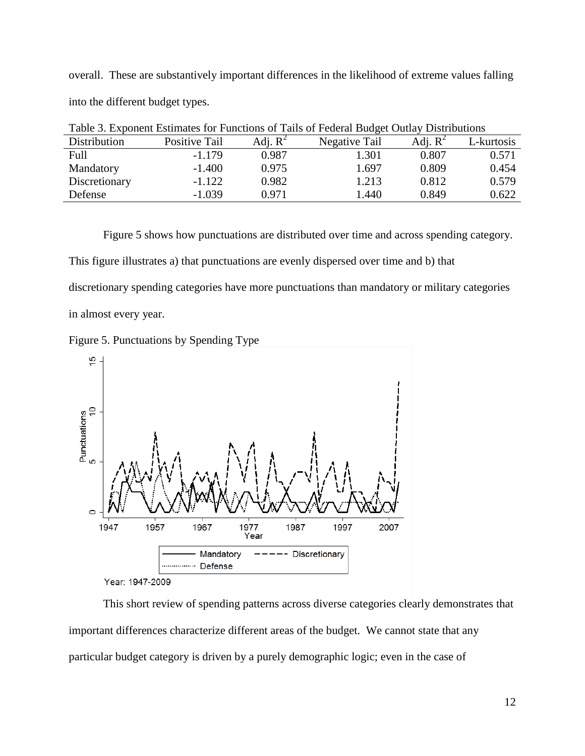overall. These are substantively important differences in the likelihood of extreme values falling into the different budget types.

Table 3. Exponent Estimates for Functions of Tails of Federal Budget Outlay Distributions

| Distribution | Positive Tail | Adj. $R^2$ | Negative Tail | Adj. $R^2$ | L-kurtosis |
|---|---|---|---|---|---|
| Full | -1.179 | 0.987 | 1.301 | 0.807 | 0.571 |
| Mandatory | -1.400 | 0.975 | 1.697 | 0.809 | 0.454 |
| Discretionary | -1.122 | 0.982 | 1.213 | 0.812 | 0.579 |
| Defense | -1.039 | 0.971 | 1.440 | 0.849 | 0.622 |

Figure 5 shows how punctuations are distributed over time and across spending category. This figure illustrates a) that punctuations are evenly dispersed over time and b) that discretionary spending categories have more punctuations than mandatory or military categories in almost every year.

Figure 5. Punctuations by Spending Type

Year: 1947-2009

This short review of spending patterns across diverse categories clearly demonstrates that important differences characterize different areas of the budget. We cannot state that any particular budget category is driven by a purely demographic logic; even in the case of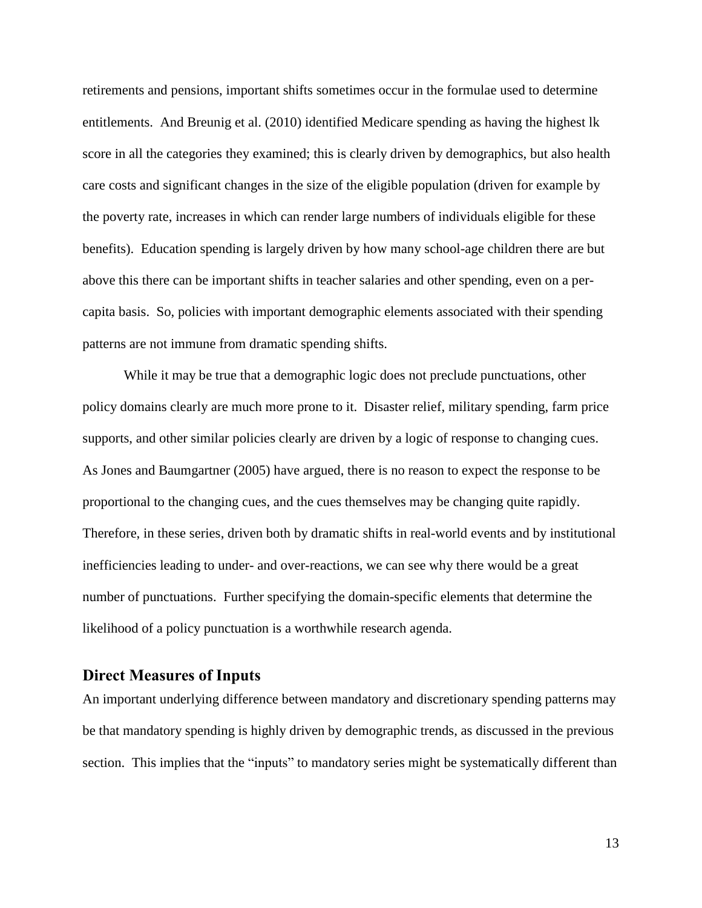retirements and pensions, important shifts sometimes occur in the formulae used to determine entitlements. And Breunig et al. (2010) identified Medicare spending as having the highest lk score in all the categories they examined; this is clearly driven by demographics, but also health care costs and significant changes in the size of the eligible population (driven for example by the poverty rate, increases in which can render large numbers of individuals eligible for these benefits). Education spending is largely driven by how many school-age children there are but above this there can be important shifts in teacher salaries and other spending, even on a per-capita basis. So, policies with important demographic elements associated with their spending patterns are not immune from dramatic spending shifts.

While it may be true that a demographic logic does not preclude punctuations, other policy domains clearly are much more prone to it. Disaster relief, military spending, farm price supports, and other similar policies clearly are driven by a logic of response to changing cues. As Jones and Baumgartner (2005) have argued, there is no reason to expect the response to be proportional to the changing cues, and the cues themselves may be changing quite rapidly. Therefore, in these series, driven both by dramatic shifts in real-world events and by institutional inefficiencies leading to under- and over-reactions, we can see why there would be a great number of punctuations. Further specifying the domain-specific elements that determine the likelihood of a policy punctuation is a worthwhile research agenda.

## Direct Measures of Inputs

An important underlying difference between mandatory and discretionary spending patterns may be that mandatory spending is highly driven by demographic trends, as discussed in the previous section. This implies that the "inputs" to mandatory series might be systematically different than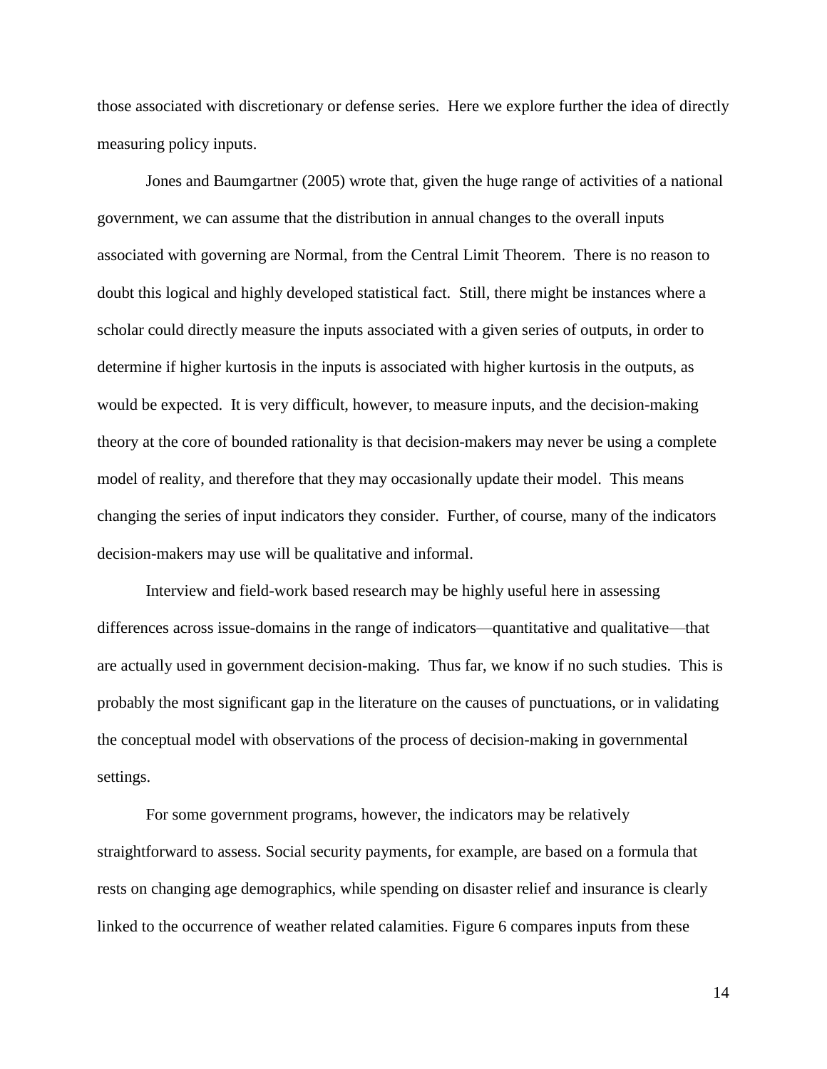those associated with discretionary or defense series. Here we explore further the idea of directly measuring policy inputs.

Jones and Baumgartner (2005) wrote that, given the huge range of activities of a national government, we can assume that the distribution in annual changes to the overall inputs associated with governing are Normal, from the Central Limit Theorem. There is no reason to doubt this logical and highly developed statistical fact. Still, there might be instances where a scholar could directly measure the inputs associated with a given series of outputs, in order to determine if higher kurtosis in the inputs is associated with higher kurtosis in the outputs, as would be expected. It is very difficult, however, to measure inputs, and the decision-making theory at the core of bounded rationality is that decision-makers may never be using a complete model of reality, and therefore that they may occasionally update their model. This means changing the series of input indicators they consider. Further, of course, many of the indicators decision-makers may use will be qualitative and informal.

Interview and field-work based research may be highly useful here in assessing differences across issue-domains in the range of indicators—quantitative and qualitative—that are actually used in government decision-making. Thus far, we know if no such studies. This is probably the most significant gap in the literature on the causes of punctuations, or in validating the conceptual model with observations of the process of decision-making in governmental settings.

For some government programs, however, the indicators may be relatively straightforward to assess. Social security payments, for example, are based on a formula that rests on changing age demographics, while spending on disaster relief and insurance is clearly linked to the occurrence of weather related calamities. Figure 6 compares inputs from these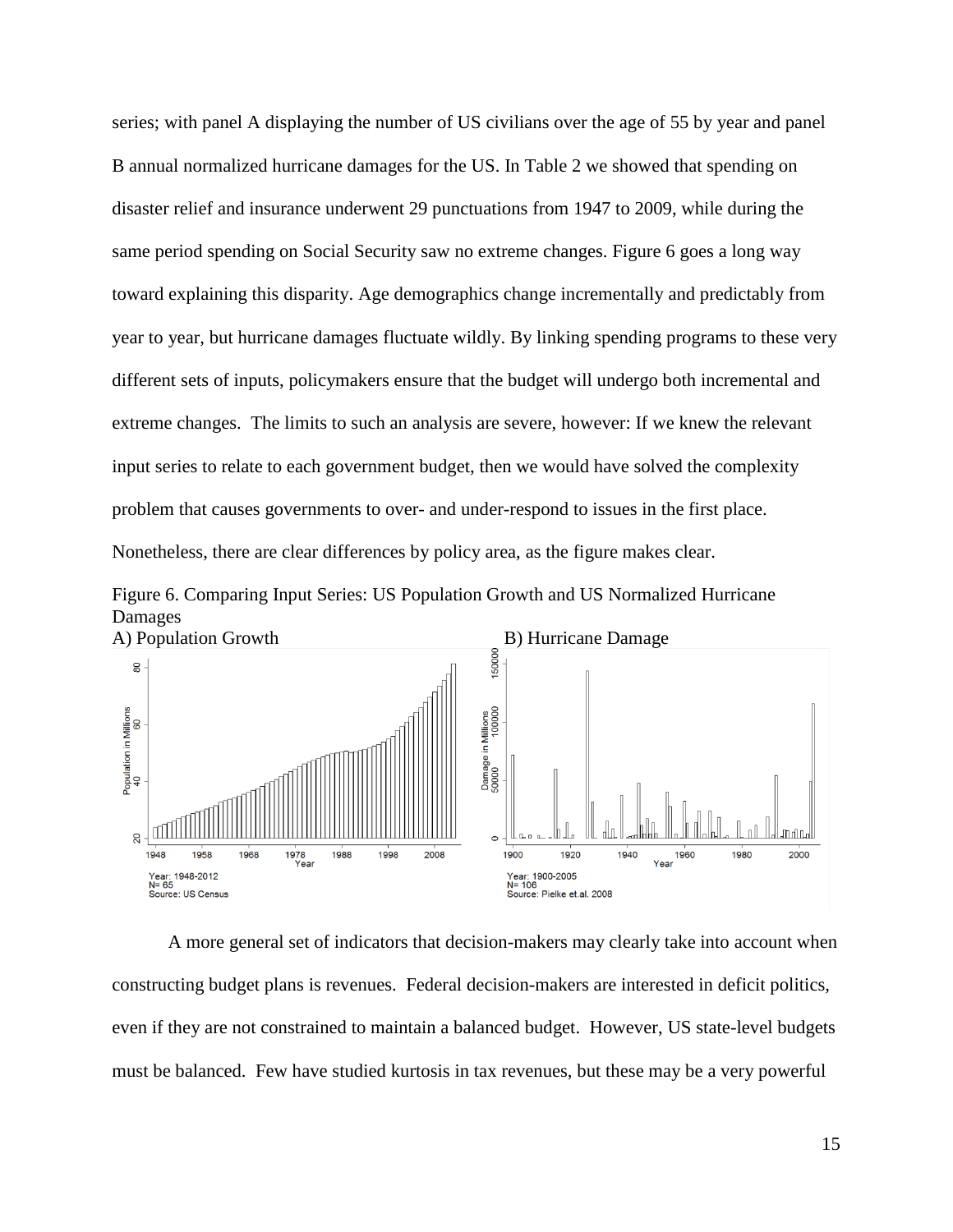series; with panel A displaying the number of US civilians over the age of 55 by year and panel B annual normalized hurricane damages for the US. In Table 2 we showed that spending on disaster relief and insurance underwent 29 punctuations from 1947 to 2009, while during the same period spending on Social Security saw no extreme changes. Figure 6 goes a long way toward explaining this disparity. Age demographics change incrementally and predictably from year to year, but hurricane damages fluctuate wildly. By linking spending programs to these very different sets of inputs, policymakers ensure that the budget will undergo both incremental and extreme changes. The limits to such an analysis are severe, however: If we knew the relevant input series to relate to each government budget, then we would have solved the complexity problem that causes governments to over- and under-respond to issues in the first place. Nonetheless, there are clear differences by policy area, as the figure makes clear.

Figure 6. Comparing Input Series: US Population Growth and US Normalized Hurricane Damages

A) Population Growth

B) Hurricane Damage

A more general set of indicators that decision-makers may clearly take into account when constructing budget plans is revenues. Federal decision-makers are interested in deficit politics, even if they are not constrained to maintain a balanced budget. However, US state-level budgets must be balanced. Few have studied kurtosis in tax revenues, but these may be a very powerful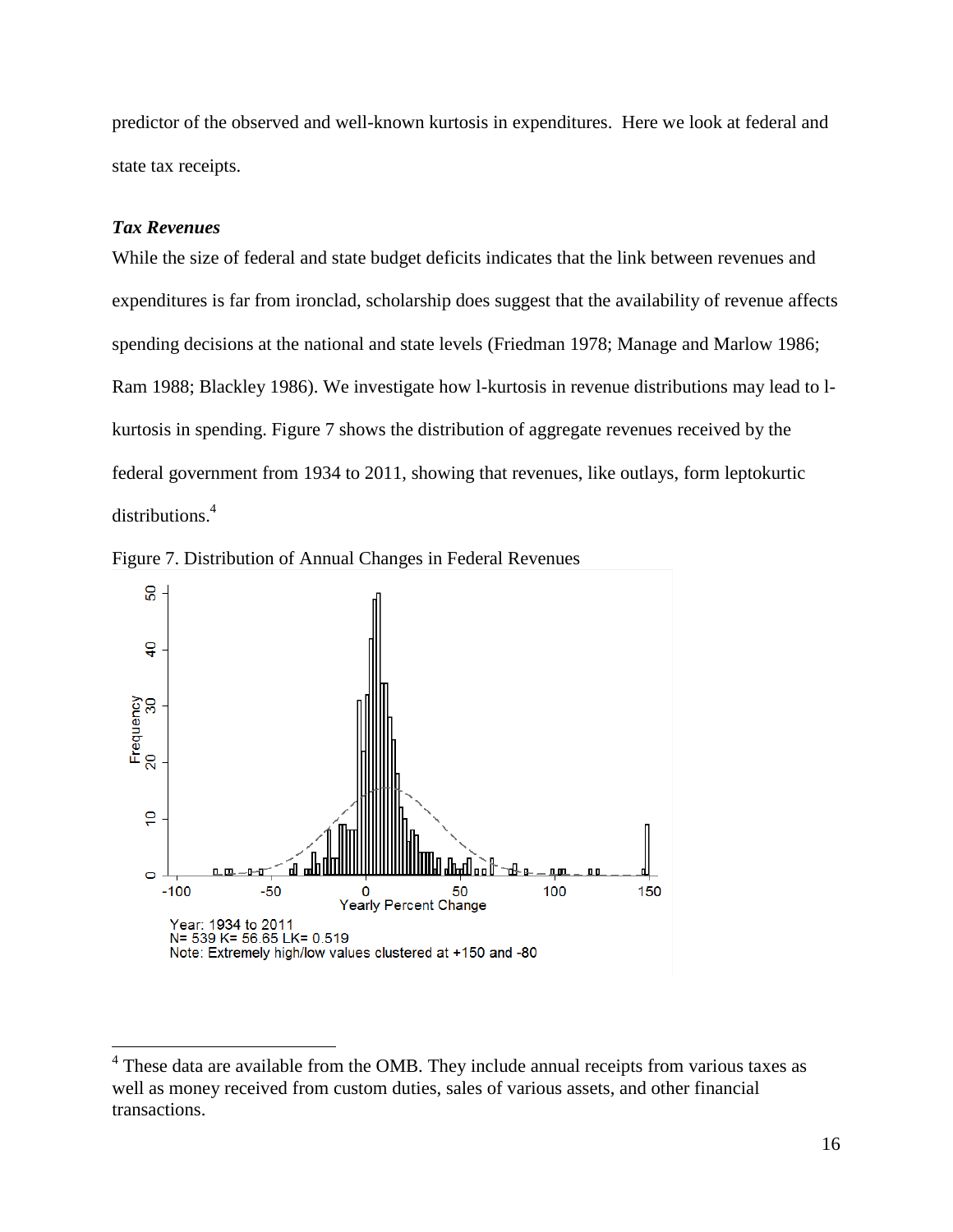predictor of the observed and well-known kurtosis in expenditures. Here we look at federal and state tax receipts.

***Tax Revenues***

While the size of federal and state budget deficits indicates that the link between revenues and expenditures is far from ironclad, scholarship does suggest that the availability of revenue affects spending decisions at the national and state levels (Friedman 1978; Manage and Marlow 1986; Ram 1988; Blackley 1986). We investigate how l-kurtosis in revenue distributions may lead to l-kurtosis in spending. Figure 7 shows the distribution of aggregate revenues received by the federal government from 1934 to 2011, showing that revenues, like outlays, form leptokurtic distributions.[4]

Figure 7. Distribution of Annual Changes in Federal Revenues

Year: 1934 to 2011
N= 539 K= 56.65 LK= 0.519
Note: Extremely high/low values clustered at +150 and -80

[4] These data are available from the OMB. They include annual receipts from various taxes as well as money received from custom duties, sales of various assets, and other financial transactions.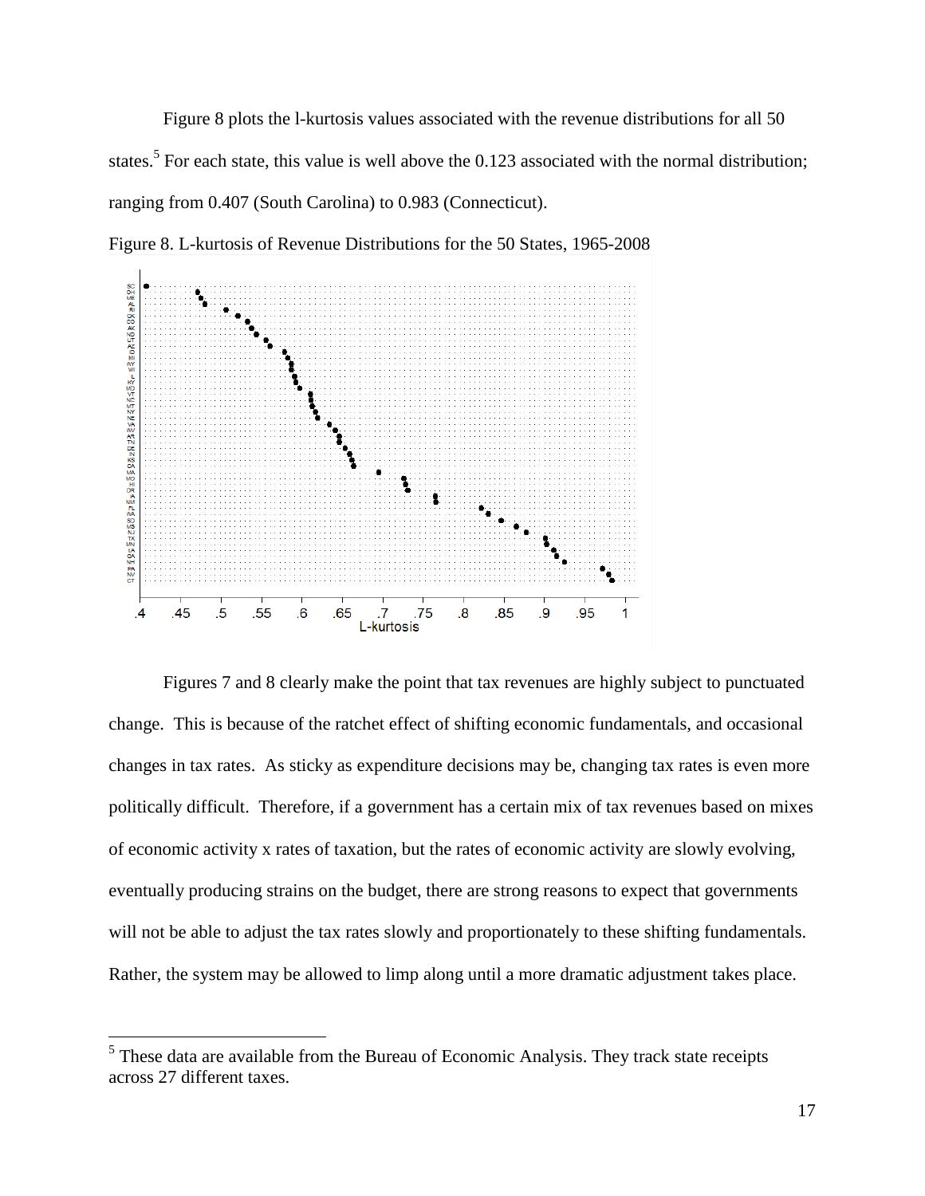Figure 8 plots the l-kurtosis values associated with the revenue distributions for all 50 states.[5] For each state, this value is well above the 0.123 associated with the normal distribution; ranging from 0.407 (South Carolina) to 0.983 (Connecticut).

Figure 8. L-kurtosis of Revenue Distributions for the 50 States, 1965-2008

Figures 7 and 8 clearly make the point that tax revenues are highly subject to punctuated change. This is because of the ratchet effect of shifting economic fundamentals, and occasional changes in tax rates. As sticky as expenditure decisions may be, changing tax rates is even more politically difficult. Therefore, if a government has a certain mix of tax revenues based on mixes of economic activity x rates of taxation, but the rates of economic activity are slowly evolving, eventually producing strains on the budget, there are strong reasons to expect that governments will not be able to adjust the tax rates slowly and proportionately to these shifting fundamentals. Rather, the system may be allowed to limp along until a more dramatic adjustment takes place.

[5] These data are available from the Bureau of Economic Analysis. They track state receipts across 27 different taxes.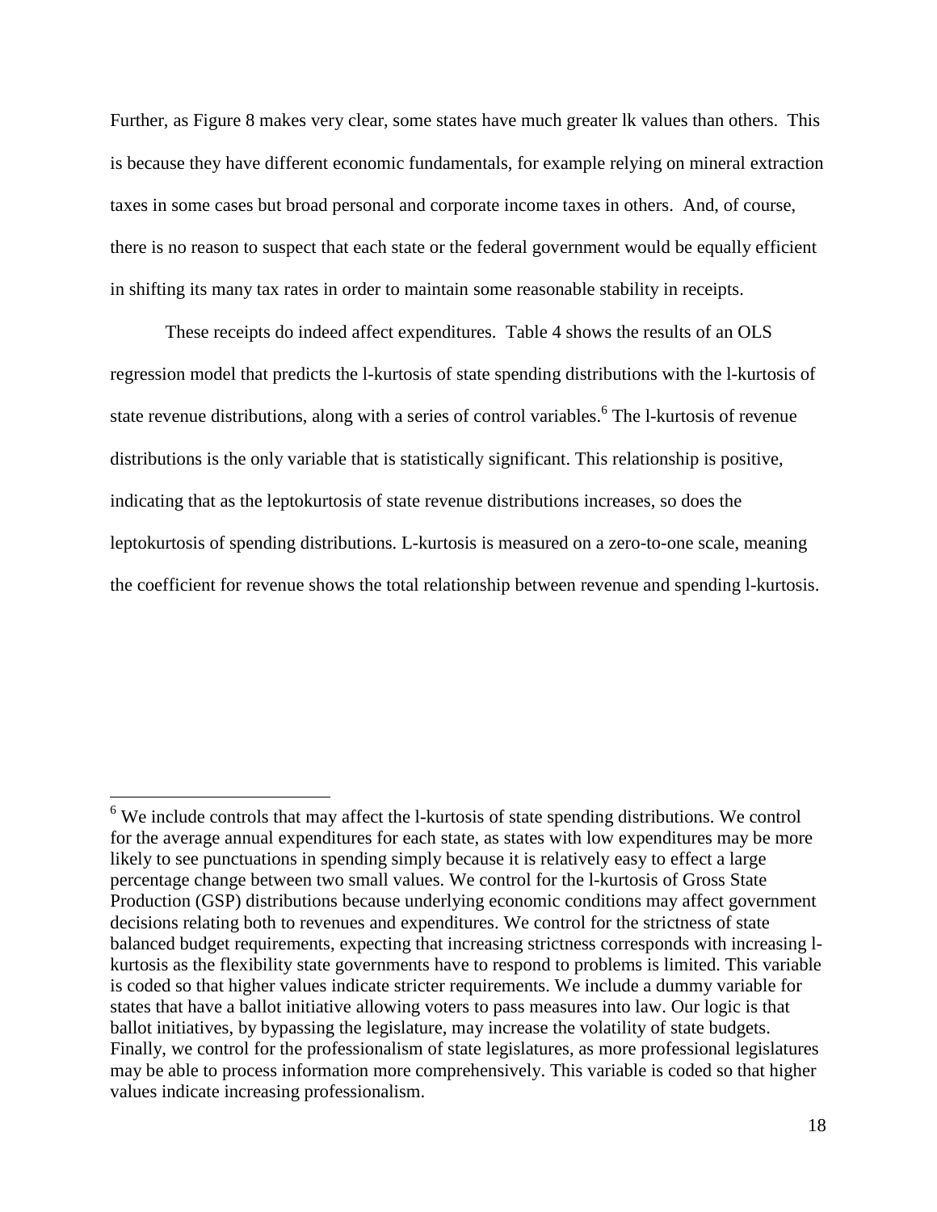Further, as Figure 8 makes very clear, some states have much greater lk values than others. This is because they have different economic fundamentals, for example relying on mineral extraction taxes in some cases but broad personal and corporate income taxes in others. And, of course, there is no reason to suspect that each state or the federal government would be equally efficient in shifting its many tax rates in order to maintain some reasonable stability in receipts.

These receipts do indeed affect expenditures. Table 4 shows the results of an OLS regression model that predicts the l-kurtosis of state spending distributions with the l-kurtosis of state revenue distributions, along with a series of control variables.[6] The l-kurtosis of revenue distributions is the only variable that is statistically significant. This relationship is positive, indicating that as the leptokurtosis of state revenue distributions increases, so does the leptokurtosis of spending distributions. L-kurtosis is measured on a zero-to-one scale, meaning the coefficient for revenue shows the total relationship between revenue and spending l-kurtosis.

---

[6] We include controls that may affect the l-kurtosis of state spending distributions. We control for the average annual expenditures for each state, as states with low expenditures may be more likely to see punctuations in spending simply because it is relatively easy to effect a large percentage change between two small values. We control for the l-kurtosis of Gross State Production (GSP) distributions because underlying economic conditions may affect government decisions relating both to revenues and expenditures. We control for the strictness of state balanced budget requirements, expecting that increasing strictness corresponds with increasing l-kurtosis as the flexibility state governments have to respond to problems is limited. This variable is coded so that higher values indicate stricter requirements. We include a dummy variable for states that have a ballot initiative allowing voters to pass measures into law. Our logic is that ballot initiatives, by bypassing the legislature, may increase the volatility of state budgets. Finally, we control for the professionalism of state legislatures, as more professional legislatures may be able to process information more comprehensively. This variable is coded so that higher values indicate increasing professionalism.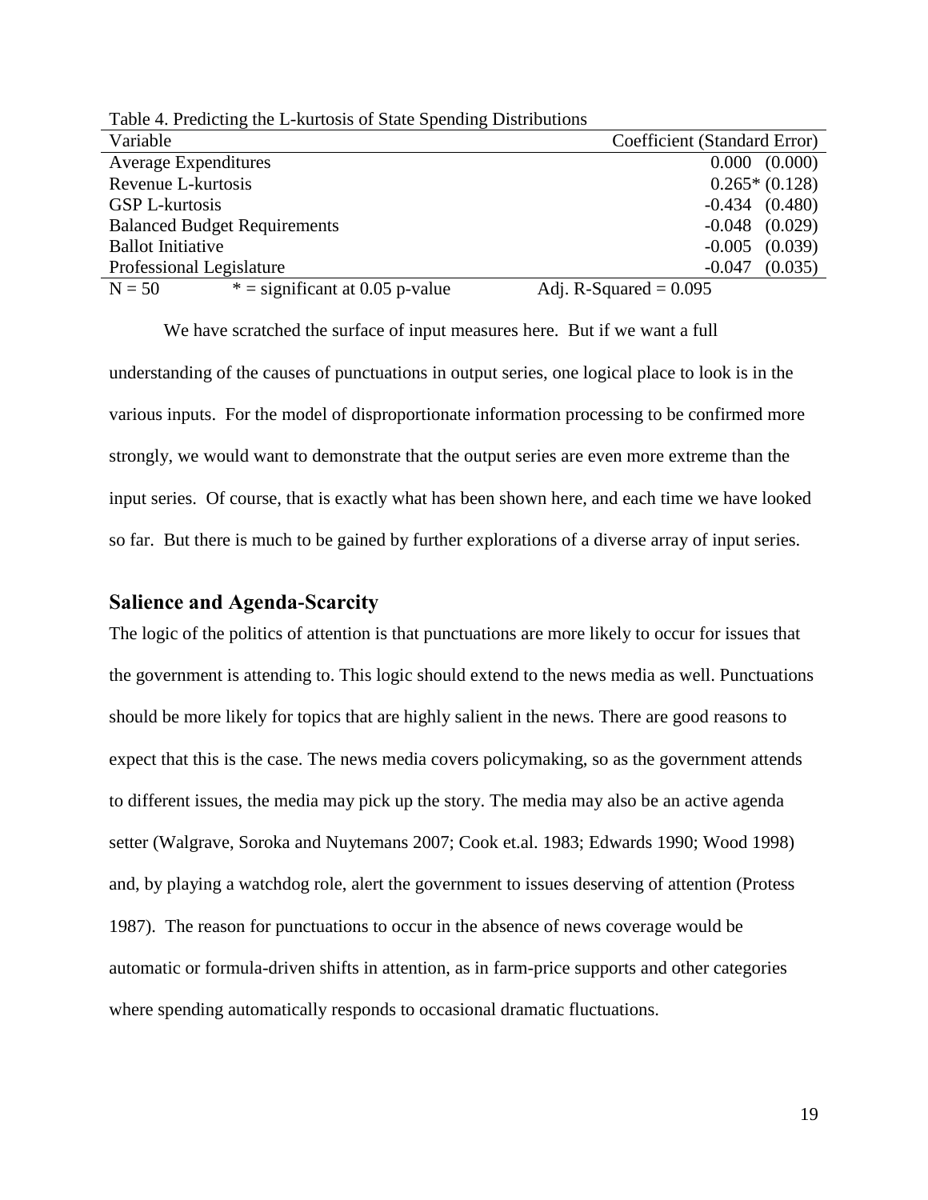Table 4. Predicting the L-kurtosis of State Spending Distributions

| Variable | Coefficient (Standard Error) |
|---|---|
| Average Expenditures | 0.000 (0.000) |
| Revenue L-kurtosis | 0.265* (0.128) |
| GSP L-kurtosis | -0.434 (0.480) |
| Balanced Budget Requirements | -0.048 (0.029) |
| Ballot Initiative | -0.005 (0.039) |
| Professional Legislature | -0.047 (0.035) |
| N = 50 &nbsp;&nbsp; * = significant at 0.05 p-value | Adj. R-Squared = 0.095 |

We have scratched the surface of input measures here. But if we want a full understanding of the causes of punctuations in output series, one logical place to look is in the various inputs. For the model of disproportionate information processing to be confirmed more strongly, we would want to demonstrate that the output series are even more extreme than the input series. Of course, that is exactly what has been shown here, and each time we have looked so far. But there is much to be gained by further explorations of a diverse array of input series.

## Salience and Agenda-Scarcity

The logic of the politics of attention is that punctuations are more likely to occur for issues that the government is attending to. This logic should extend to the news media as well. Punctuations should be more likely for topics that are highly salient in the news. There are good reasons to expect that this is the case. The news media covers policymaking, so as the government attends to different issues, the media may pick up the story. The media may also be an active agenda setter (Walgrave, Soroka and Nuytemans 2007; Cook et.al. 1983; Edwards 1990; Wood 1998) and, by playing a watchdog role, alert the government to issues deserving of attention (Protess 1987). The reason for punctuations to occur in the absence of news coverage would be automatic or formula-driven shifts in attention, as in farm-price supports and other categories where spending automatically responds to occasional dramatic fluctuations.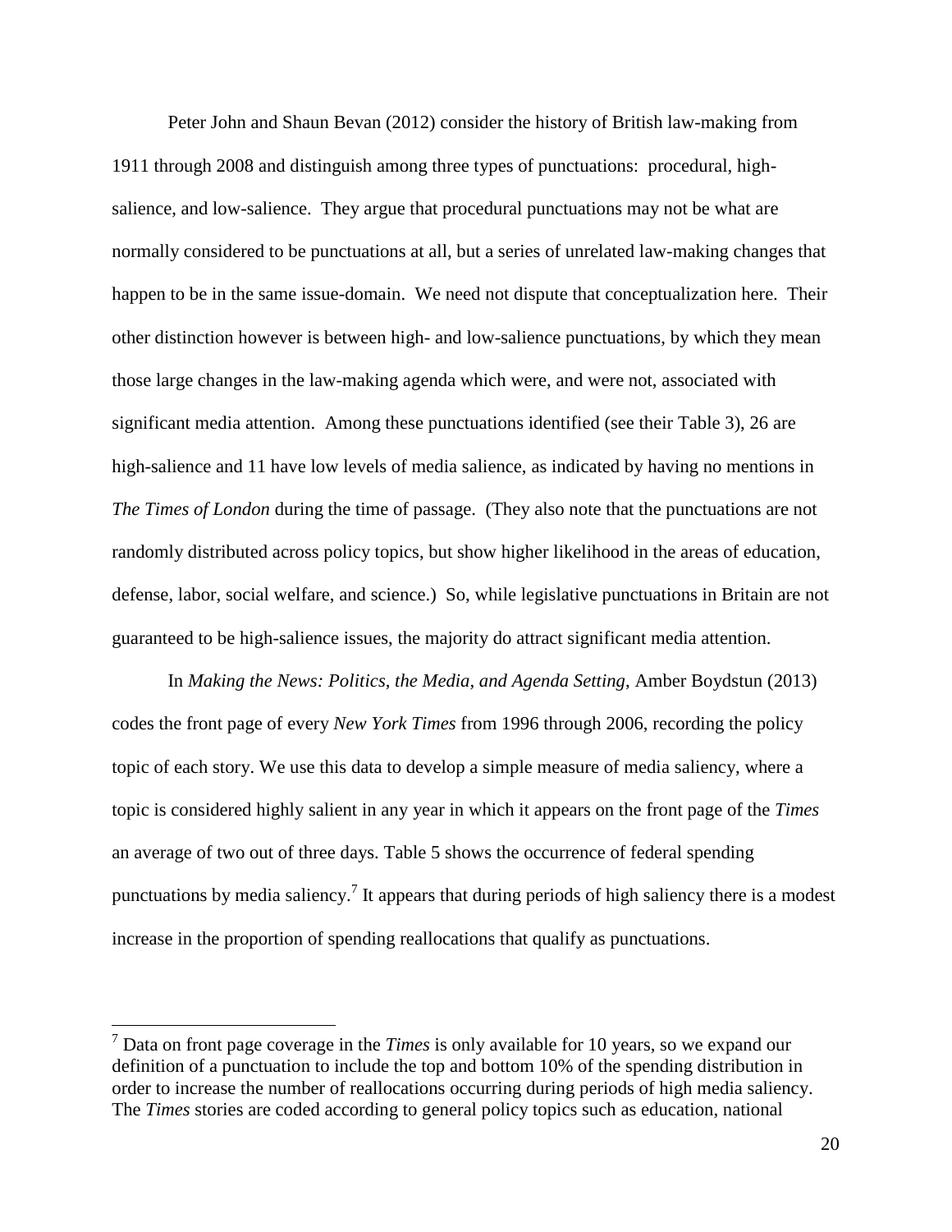Peter John and Shaun Bevan (2012) consider the history of British law-making from 1911 through 2008 and distinguish among three types of punctuations: procedural, high-salience, and low-salience. They argue that procedural punctuations may not be what are normally considered to be punctuations at all, but a series of unrelated law-making changes that happen to be in the same issue-domain. We need not dispute that conceptualization here. Their other distinction however is between high- and low-salience punctuations, by which they mean those large changes in the law-making agenda which were, and were not, associated with significant media attention. Among these punctuations identified (see their Table 3), 26 are high-salience and 11 have low levels of media salience, as indicated by having no mentions in *The Times of London* during the time of passage. (They also note that the punctuations are not randomly distributed across policy topics, but show higher likelihood in the areas of education, defense, labor, social welfare, and science.) So, while legislative punctuations in Britain are not guaranteed to be high-salience issues, the majority do attract significant media attention.

In *Making the News: Politics, the Media, and Agenda Setting*, Amber Boydstun (2013) codes the front page of every *New York Times* from 1996 through 2006, recording the policy topic of each story. We use this data to develop a simple measure of media saliency, where a topic is considered highly salient in any year in which it appears on the front page of the *Times* an average of two out of three days. Table 5 shows the occurrence of federal spending punctuations by media saliency.[7] It appears that during periods of high saliency there is a modest increase in the proportion of spending reallocations that qualify as punctuations.

[7] Data on front page coverage in the *Times* is only available for 10 years, so we expand our definition of a punctuation to include the top and bottom 10% of the spending distribution in order to increase the number of reallocations occurring during periods of high media saliency. The *Times* stories are coded according to general policy topics such as education, national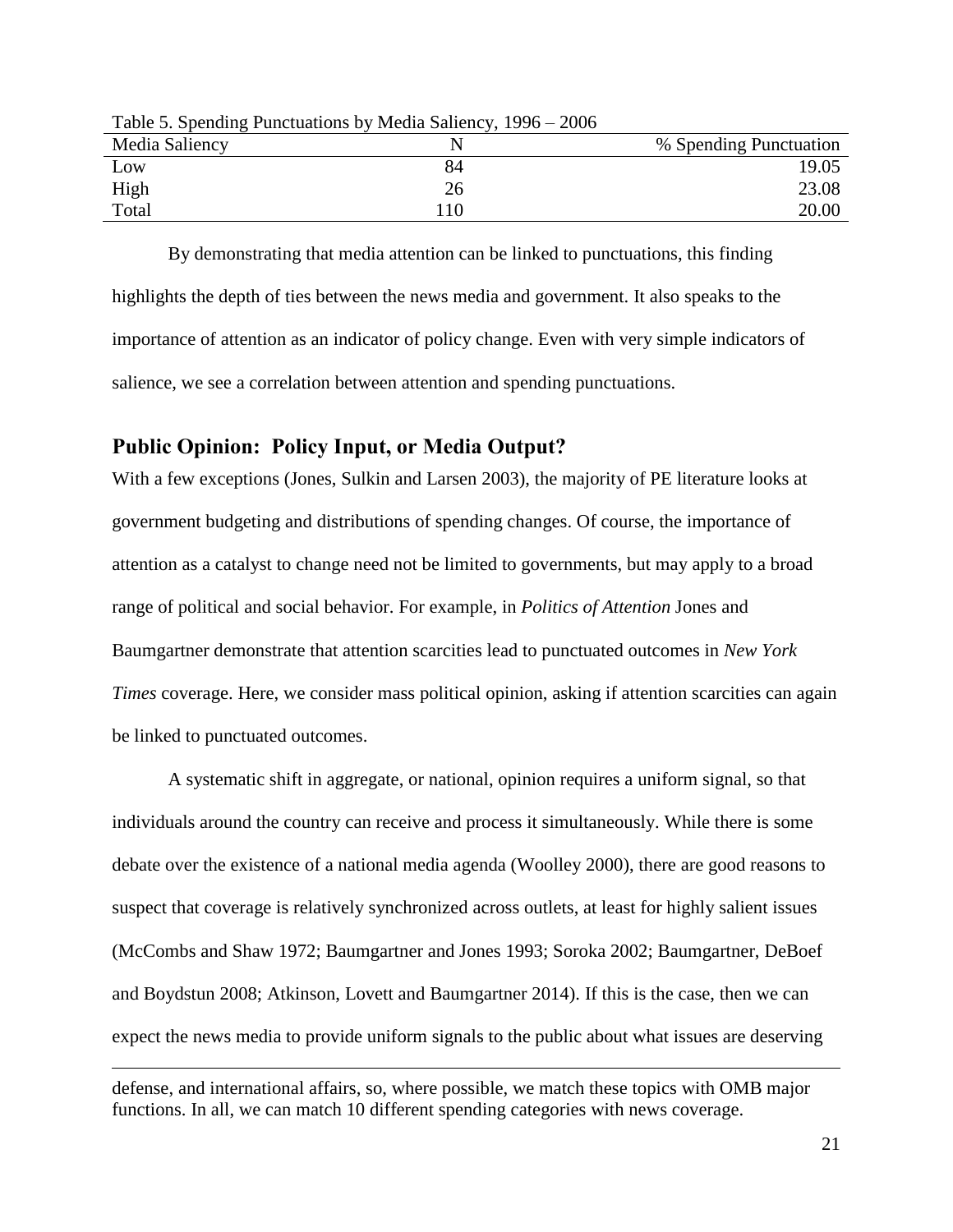Table 5. Spending Punctuations by Media Saliency, 1996 – 2006

| Media Saliency | N | % Spending Punctuation |
|---|---|---|
| Low | 84 | 19.05 |
| High | 26 | 23.08 |
| Total | 110 | 20.00 |

By demonstrating that media attention can be linked to punctuations, this finding highlights the depth of ties between the news media and government. It also speaks to the importance of attention as an indicator of policy change. Even with very simple indicators of salience, we see a correlation between attention and spending punctuations.

## Public Opinion: Policy Input, or Media Output?

With a few exceptions (Jones, Sulkin and Larsen 2003), the majority of PE literature looks at government budgeting and distributions of spending changes. Of course, the importance of attention as a catalyst to change need not be limited to governments, but may apply to a broad range of political and social behavior. For example, in *Politics of Attention* Jones and Baumgartner demonstrate that attention scarcities lead to punctuated outcomes in *New York Times* coverage. Here, we consider mass political opinion, asking if attention scarcities can again be linked to punctuated outcomes.

A systematic shift in aggregate, or national, opinion requires a uniform signal, so that individuals around the country can receive and process it simultaneously. While there is some debate over the existence of a national media agenda (Woolley 2000), there are good reasons to suspect that coverage is relatively synchronized across outlets, at least for highly salient issues (McCombs and Shaw 1972; Baumgartner and Jones 1993; Soroka 2002; Baumgartner, DeBoef and Boydstun 2008; Atkinson, Lovett and Baumgartner 2014). If this is the case, then we can expect the news media to provide uniform signals to the public about what issues are deserving

---

defense, and international affairs, so, where possible, we match these topics with OMB major functions. In all, we can match 10 different spending categories with news coverage.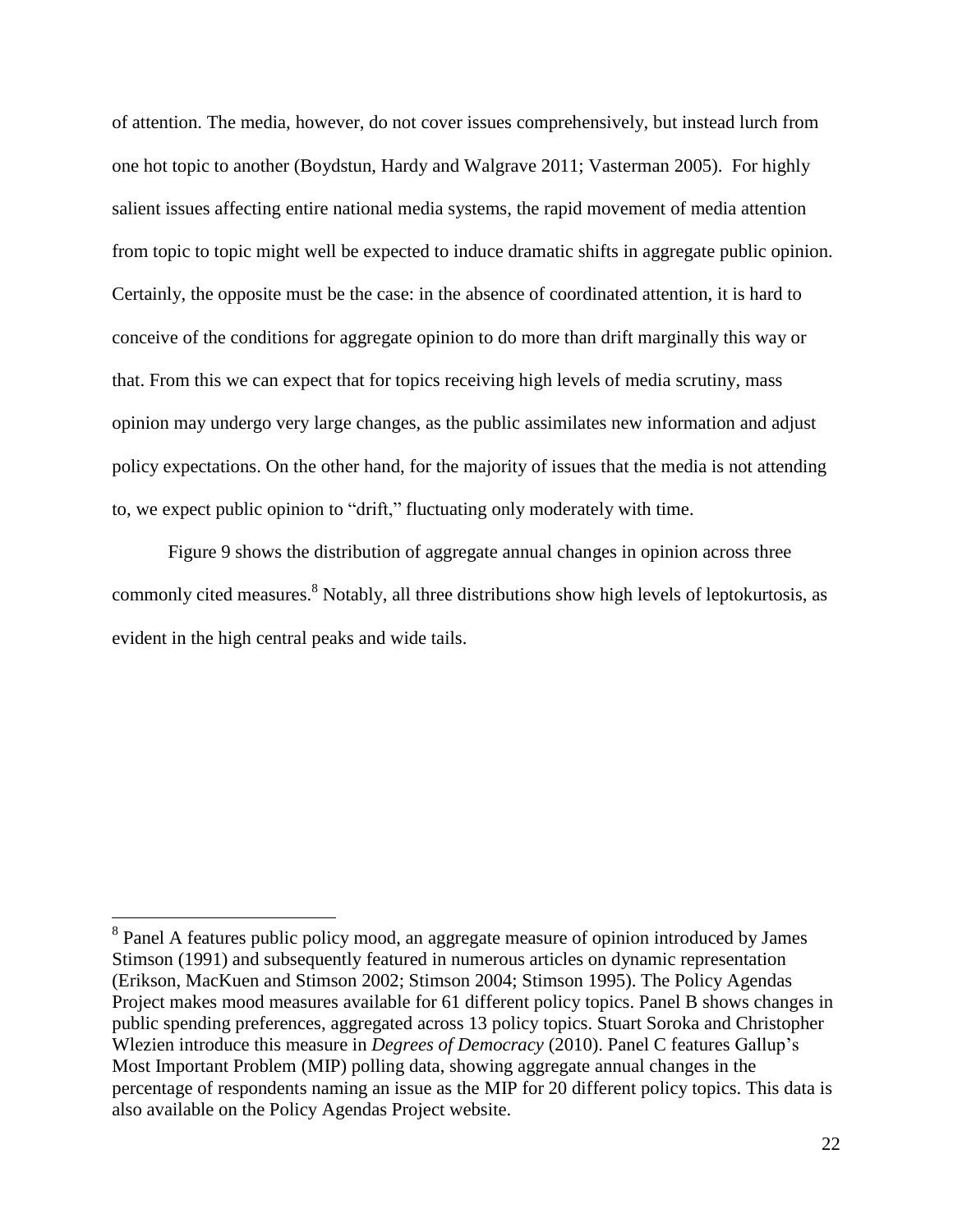of attention. The media, however, do not cover issues comprehensively, but instead lurch from one hot topic to another (Boydstun, Hardy and Walgrave 2011; Vasterman 2005). For highly salient issues affecting entire national media systems, the rapid movement of media attention from topic to topic might well be expected to induce dramatic shifts in aggregate public opinion. Certainly, the opposite must be the case: in the absence of coordinated attention, it is hard to conceive of the conditions for aggregate opinion to do more than drift marginally this way or that. From this we can expect that for topics receiving high levels of media scrutiny, mass opinion may undergo very large changes, as the public assimilates new information and adjust policy expectations. On the other hand, for the majority of issues that the media is not attending to, we expect public opinion to "drift," fluctuating only moderately with time.

Figure 9 shows the distribution of aggregate annual changes in opinion across three commonly cited measures.[8] Notably, all three distributions show high levels of leptokurtosis, as evident in the high central peaks and wide tails.

---

[8] Panel A features public policy mood, an aggregate measure of opinion introduced by James Stimson (1991) and subsequently featured in numerous articles on dynamic representation (Erikson, MacKuen and Stimson 2002; Stimson 2004; Stimson 1995). The Policy Agendas Project makes mood measures available for 61 different policy topics. Panel B shows changes in public spending preferences, aggregated across 13 policy topics. Stuart Soroka and Christopher Wlezien introduce this measure in *Degrees of Democracy* (2010). Panel C features Gallup's Most Important Problem (MIP) polling data, showing aggregate annual changes in the percentage of respondents naming an issue as the MIP for 20 different policy topics. This data is also available on the Policy Agendas Project website.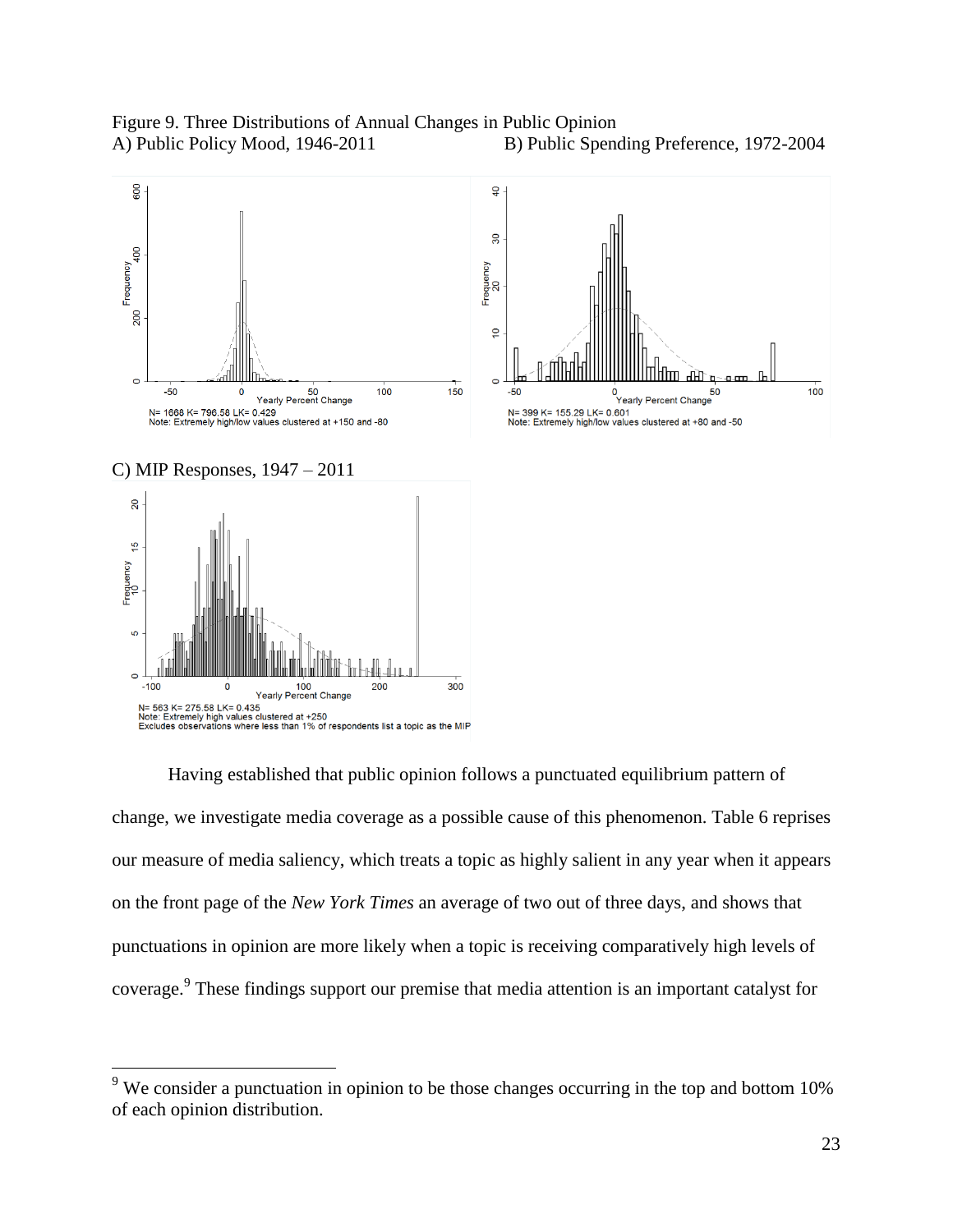Figure 9. Three Distributions of Annual Changes in Public Opinion

A) Public Policy Mood, 1946-2011

N= 1668 K= 796.58 LK= 0.429
Note: Extremely high/low values clustered at +150 and -80

B) Public Spending Preference, 1972-2004

N= 399 K= 155.29 LK= 0.601
Note: Extremely high/low values clustered at +80 and -50

C) MIP Responses, 1947 – 2011

N= 563 K= 275.58 LK= 0.435
Note: Extremely high values clustered at +250
Excludes observations where less than 1% of respondents list a topic as the MIP

Having established that public opinion follows a punctuated equilibrium pattern of change, we investigate media coverage as a possible cause of this phenomenon. Table 6 reprises our measure of media saliency, which treats a topic as highly salient in any year when it appears on the front page of the *New York Times* an average of two out of three days, and shows that punctuations in opinion are more likely when a topic is receiving comparatively high levels of coverage.[9] These findings support our premise that media attention is an important catalyst for

[9] We consider a punctuation in opinion to be those changes occurring in the top and bottom 10% of each opinion distribution.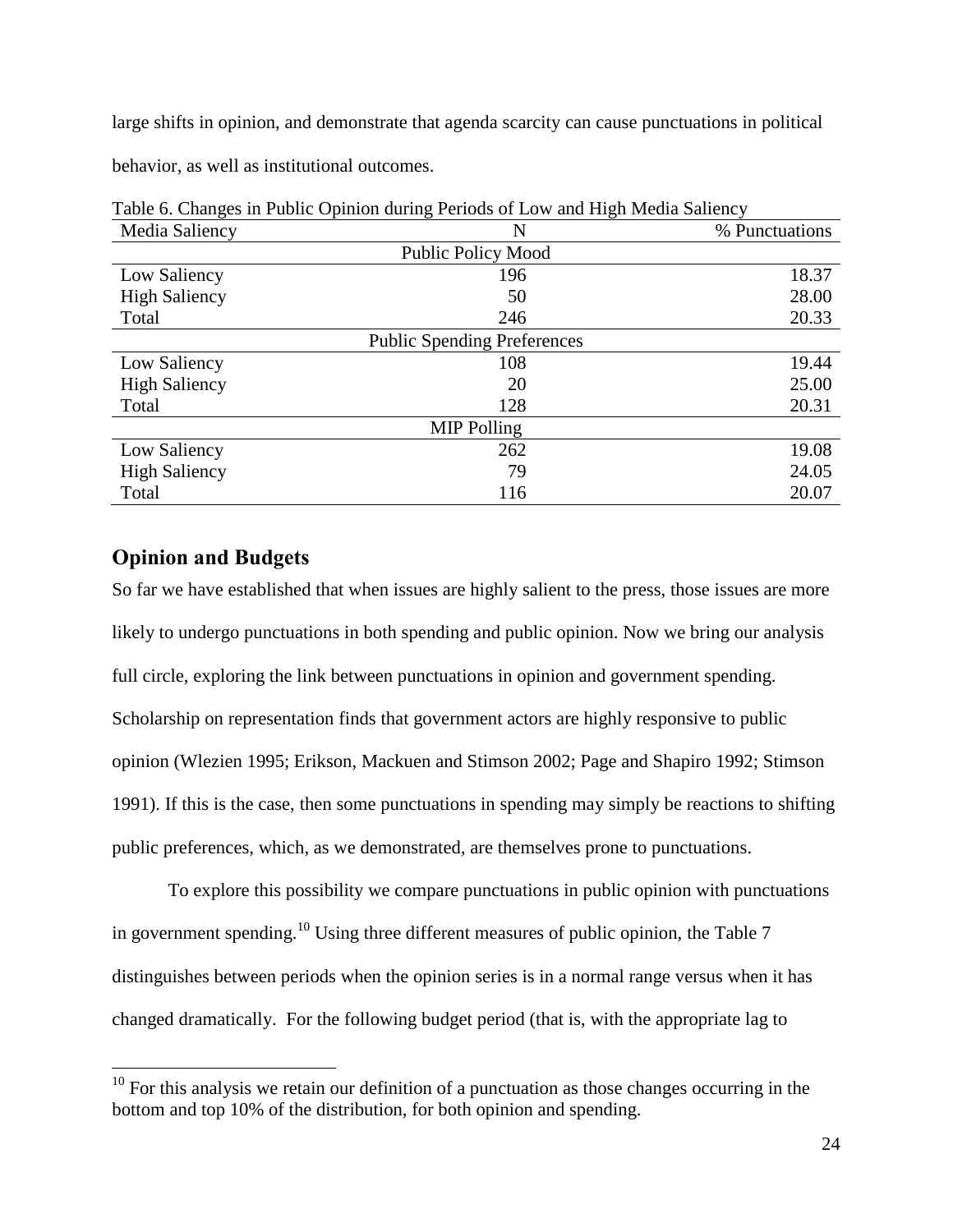large shifts in opinion, and demonstrate that agenda scarcity can cause punctuations in political behavior, as well as institutional outcomes.

Table 6. Changes in Public Opinion during Periods of Low and High Media Saliency

| Media Saliency | N | % Punctuations |
|---|---|---|
| | Public Policy Mood | |
| Low Saliency | 196 | 18.37 |
| High Saliency | 50 | 28.00 |
| Total | 246 | 20.33 |
| | Public Spending Preferences | |
| Low Saliency | 108 | 19.44 |
| High Saliency | 20 | 25.00 |
| Total | 128 | 20.31 |
| | MIP Polling | |
| Low Saliency | 262 | 19.08 |
| High Saliency | 79 | 24.05 |
| Total | 116 | 20.07 |

## Opinion and Budgets

So far we have established that when issues are highly salient to the press, those issues are more likely to undergo punctuations in both spending and public opinion. Now we bring our analysis full circle, exploring the link between punctuations in opinion and government spending. Scholarship on representation finds that government actors are highly responsive to public opinion (Wlezien 1995; Erikson, Mackuen and Stimson 2002; Page and Shapiro 1992; Stimson 1991). If this is the case, then some punctuations in spending may simply be reactions to shifting public preferences, which, as we demonstrated, are themselves prone to punctuations.

To explore this possibility we compare punctuations in public opinion with punctuations in government spending.[10] Using three different measures of public opinion, the Table 7 distinguishes between periods when the opinion series is in a normal range versus when it has changed dramatically. For the following budget period (that is, with the appropriate lag to

[10] For this analysis we retain our definition of a punctuation as those changes occurring in the bottom and top 10% of the distribution, for both opinion and spending.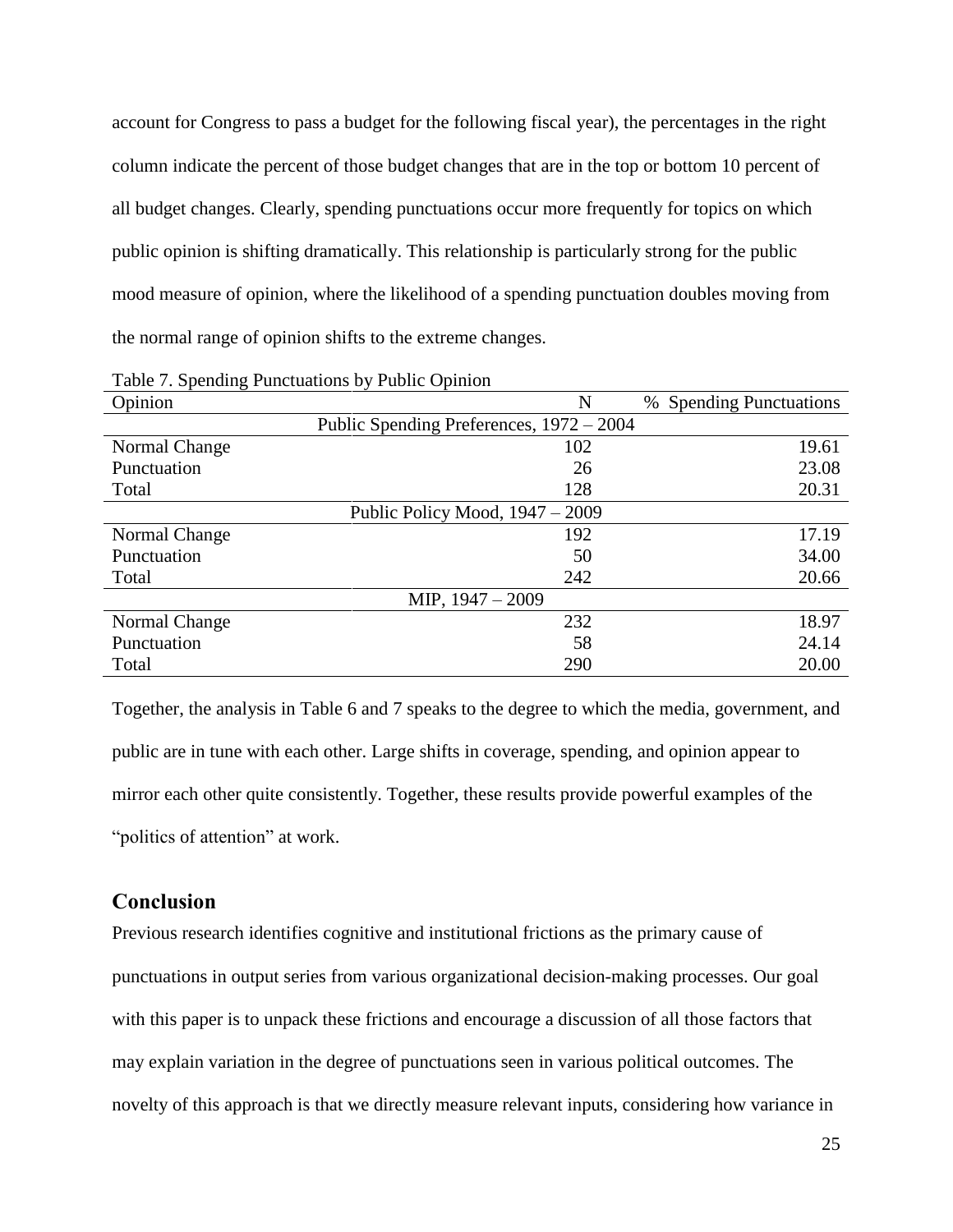account for Congress to pass a budget for the following fiscal year), the percentages in the right column indicate the percent of those budget changes that are in the top or bottom 10 percent of all budget changes. Clearly, spending punctuations occur more frequently for topics on which public opinion is shifting dramatically. This relationship is particularly strong for the public mood measure of opinion, where the likelihood of a spending punctuation doubles moving from the normal range of opinion shifts to the extreme changes.

Table 7. Spending Punctuations by Public Opinion

| Opinion | N | % Spending Punctuations |
|---|---|---|
| Public Spending Preferences, 1972 – 2004 | | |
| Normal Change | 102 | 19.61 |
| Punctuation | 26 | 23.08 |
| Total | 128 | 20.31 |
| Public Policy Mood, 1947 – 2009 | | |
| Normal Change | 192 | 17.19 |
| Punctuation | 50 | 34.00 |
| Total | 242 | 20.66 |
| MIP, 1947 – 2009 | | |
| Normal Change | 232 | 18.97 |
| Punctuation | 58 | 24.14 |
| Total | 290 | 20.00 |

Together, the analysis in Table 6 and 7 speaks to the degree to which the media, government, and public are in tune with each other. Large shifts in coverage, spending, and opinion appear to mirror each other quite consistently. Together, these results provide powerful examples of the "politics of attention" at work.

## Conclusion

Previous research identifies cognitive and institutional frictions as the primary cause of punctuations in output series from various organizational decision-making processes. Our goal with this paper is to unpack these frictions and encourage a discussion of all those factors that may explain variation in the degree of punctuations seen in various political outcomes. The novelty of this approach is that we directly measure relevant inputs, considering how variance in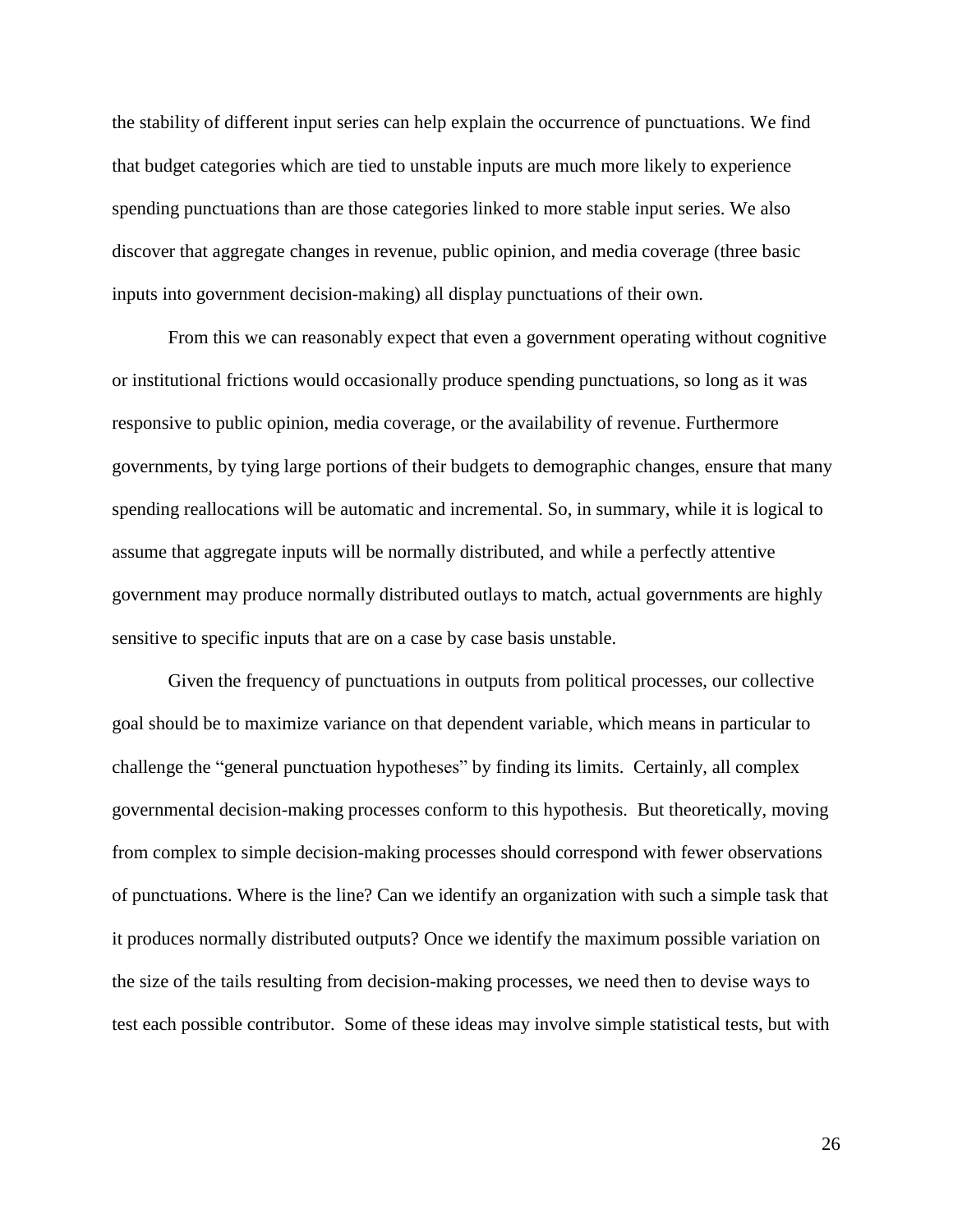the stability of different input series can help explain the occurrence of punctuations. We find that budget categories which are tied to unstable inputs are much more likely to experience spending punctuations than are those categories linked to more stable input series. We also discover that aggregate changes in revenue, public opinion, and media coverage (three basic inputs into government decision-making) all display punctuations of their own.

From this we can reasonably expect that even a government operating without cognitive or institutional frictions would occasionally produce spending punctuations, so long as it was responsive to public opinion, media coverage, or the availability of revenue. Furthermore governments, by tying large portions of their budgets to demographic changes, ensure that many spending reallocations will be automatic and incremental. So, in summary, while it is logical to assume that aggregate inputs will be normally distributed, and while a perfectly attentive government may produce normally distributed outlays to match, actual governments are highly sensitive to specific inputs that are on a case by case basis unstable.

Given the frequency of punctuations in outputs from political processes, our collective goal should be to maximize variance on that dependent variable, which means in particular to challenge the "general punctuation hypotheses" by finding its limits. Certainly, all complex governmental decision-making processes conform to this hypothesis. But theoretically, moving from complex to simple decision-making processes should correspond with fewer observations of punctuations. Where is the line? Can we identify an organization with such a simple task that it produces normally distributed outputs? Once we identify the maximum possible variation on the size of the tails resulting from decision-making processes, we need then to devise ways to test each possible contributor. Some of these ideas may involve simple statistical tests, but with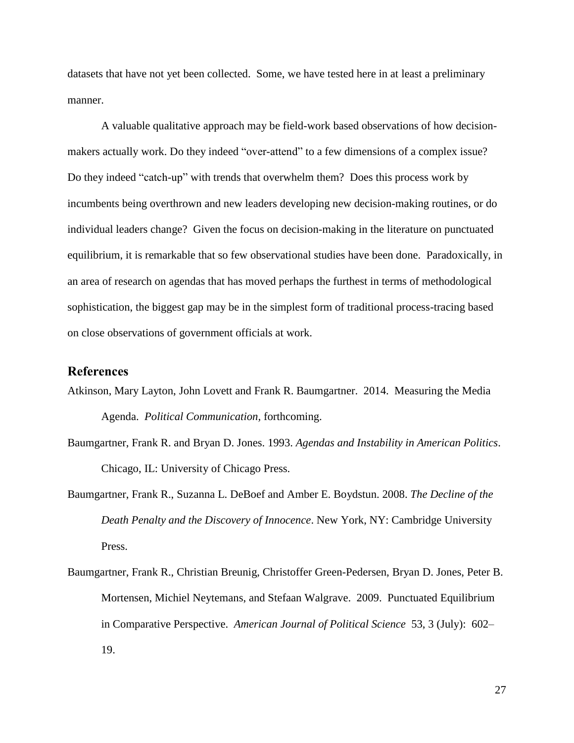datasets that have not yet been collected. Some, we have tested here in at least a preliminary manner.

A valuable qualitative approach may be field-work based observations of how decision-makers actually work. Do they indeed "over-attend" to a few dimensions of a complex issue? Do they indeed "catch-up" with trends that overwhelm them? Does this process work by incumbents being overthrown and new leaders developing new decision-making routines, or do individual leaders change? Given the focus on decision-making in the literature on punctuated equilibrium, it is remarkable that so few observational studies have been done. Paradoxically, in an area of research on agendas that has moved perhaps the furthest in terms of methodological sophistication, the biggest gap may be in the simplest form of traditional process-tracing based on close observations of government officials at work.

## References

Atkinson, Mary Layton, John Lovett and Frank R. Baumgartner. 2014. Measuring the Media Agenda. *Political Communication,* forthcoming.

Baumgartner, Frank R. and Bryan D. Jones. 1993. *Agendas and Instability in American Politics*. Chicago, IL: University of Chicago Press.

Baumgartner, Frank R., Suzanna L. DeBoef and Amber E. Boydstun. 2008. *The Decline of the Death Penalty and the Discovery of Innocence*. New York, NY: Cambridge University Press.

Baumgartner, Frank R., Christian Breunig, Christoffer Green-Pedersen, Bryan D. Jones, Peter B. Mortensen, Michiel Neytemans, and Stefaan Walgrave. 2009. Punctuated Equilibrium in Comparative Perspective. *American Journal of Political Science* 53, 3 (July): 602–19.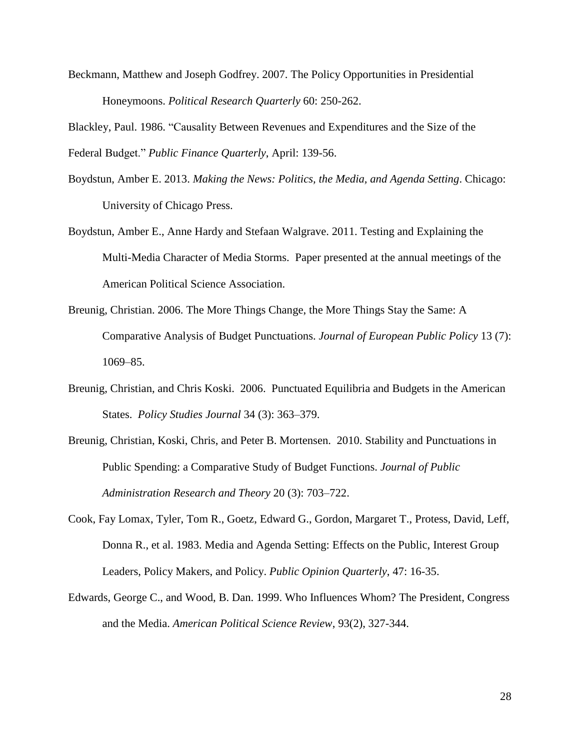Beckmann, Matthew and Joseph Godfrey. 2007. The Policy Opportunities in Presidential Honeymoons. *Political Research Quarterly* 60: 250-262.

Blackley, Paul. 1986. "Causality Between Revenues and Expenditures and the Size of the Federal Budget." *Public Finance Quarterly*, April: 139-56.

Boydstun, Amber E. 2013. *Making the News: Politics, the Media, and Agenda Setting*. Chicago: University of Chicago Press.

Boydstun, Amber E., Anne Hardy and Stefaan Walgrave. 2011. Testing and Explaining the Multi-Media Character of Media Storms. Paper presented at the annual meetings of the American Political Science Association.

Breunig, Christian. 2006. The More Things Change, the More Things Stay the Same: A Comparative Analysis of Budget Punctuations. *Journal of European Public Policy* 13 (7): 1069–85.

Breunig, Christian, and Chris Koski. 2006. Punctuated Equilibria and Budgets in the American States. *Policy Studies Journal* 34 (3): 363–379.

Breunig, Christian, Koski, Chris, and Peter B. Mortensen. 2010. Stability and Punctuations in Public Spending: a Comparative Study of Budget Functions. *Journal of Public Administration Research and Theory* 20 (3): 703–722.

Cook, Fay Lomax, Tyler, Tom R., Goetz, Edward G., Gordon, Margaret T., Protess, David, Leff, Donna R., et al. 1983. Media and Agenda Setting: Effects on the Public, Interest Group Leaders, Policy Makers, and Policy. *Public Opinion Quarterly*, 47: 16-35.

Edwards, George C., and Wood, B. Dan. 1999. Who Influences Whom? The President, Congress and the Media. *American Political Science Review*, 93(2), 327-344.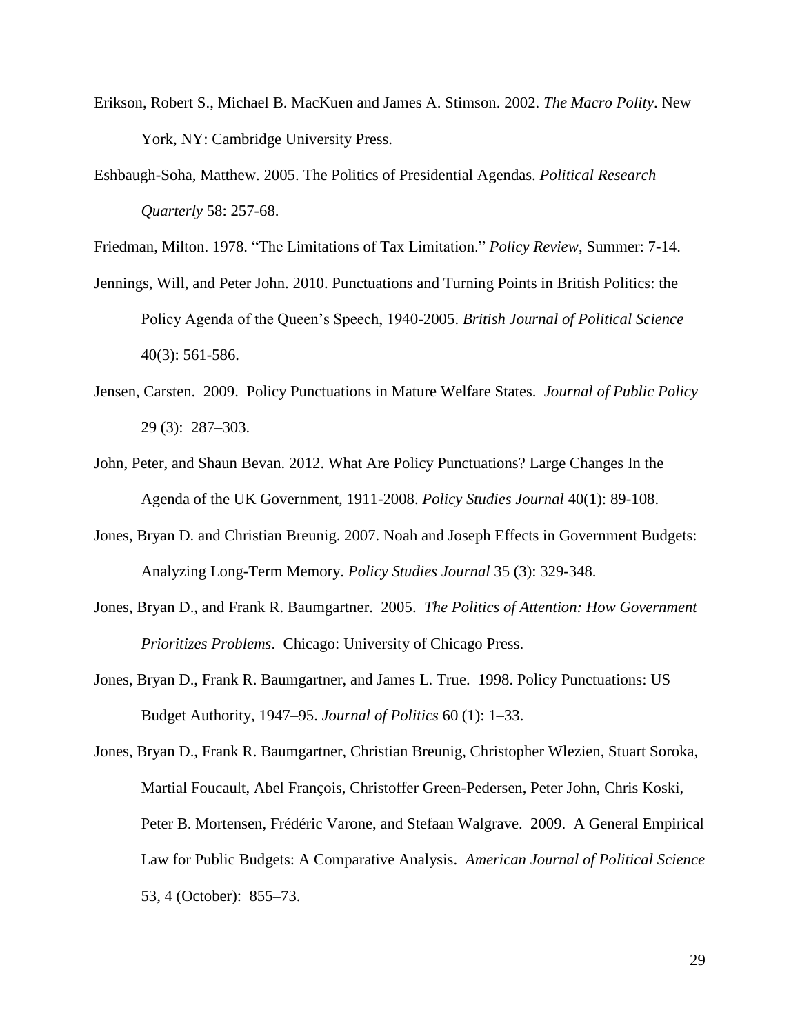Erikson, Robert S., Michael B. MacKuen and James A. Stimson. 2002. *The Macro Polity*. New York, NY: Cambridge University Press.

Eshbaugh-Soha, Matthew. 2005. The Politics of Presidential Agendas. *Political Research Quarterly* 58: 257-68.

Friedman, Milton. 1978. "The Limitations of Tax Limitation." *Policy Review*, Summer: 7-14.

Jennings, Will, and Peter John. 2010. Punctuations and Turning Points in British Politics: the Policy Agenda of the Queen's Speech, 1940-2005. *British Journal of Political Science* 40(3): 561-586.

Jensen, Carsten. 2009. Policy Punctuations in Mature Welfare States. *Journal of Public Policy* 29 (3): 287–303.

John, Peter, and Shaun Bevan. 2012. What Are Policy Punctuations? Large Changes In the Agenda of the UK Government, 1911-2008. *Policy Studies Journal* 40(1): 89-108.

Jones, Bryan D. and Christian Breunig. 2007. Noah and Joseph Effects in Government Budgets: Analyzing Long-Term Memory. *Policy Studies Journal* 35 (3): 329-348.

Jones, Bryan D., and Frank R. Baumgartner. 2005. *The Politics of Attention: How Government Prioritizes Problems*. Chicago: University of Chicago Press.

Jones, Bryan D., Frank R. Baumgartner, and James L. True. 1998. Policy Punctuations: US Budget Authority, 1947–95. *Journal of Politics* 60 (1): 1–33.

Jones, Bryan D., Frank R. Baumgartner, Christian Breunig, Christopher Wlezien, Stuart Soroka, Martial Foucault, Abel François, Christoffer Green-Pedersen, Peter John, Chris Koski, Peter B. Mortensen, Frédéric Varone, and Stefaan Walgrave. 2009. A General Empirical Law for Public Budgets: A Comparative Analysis. *American Journal of Political Science* 53, 4 (October): 855–73.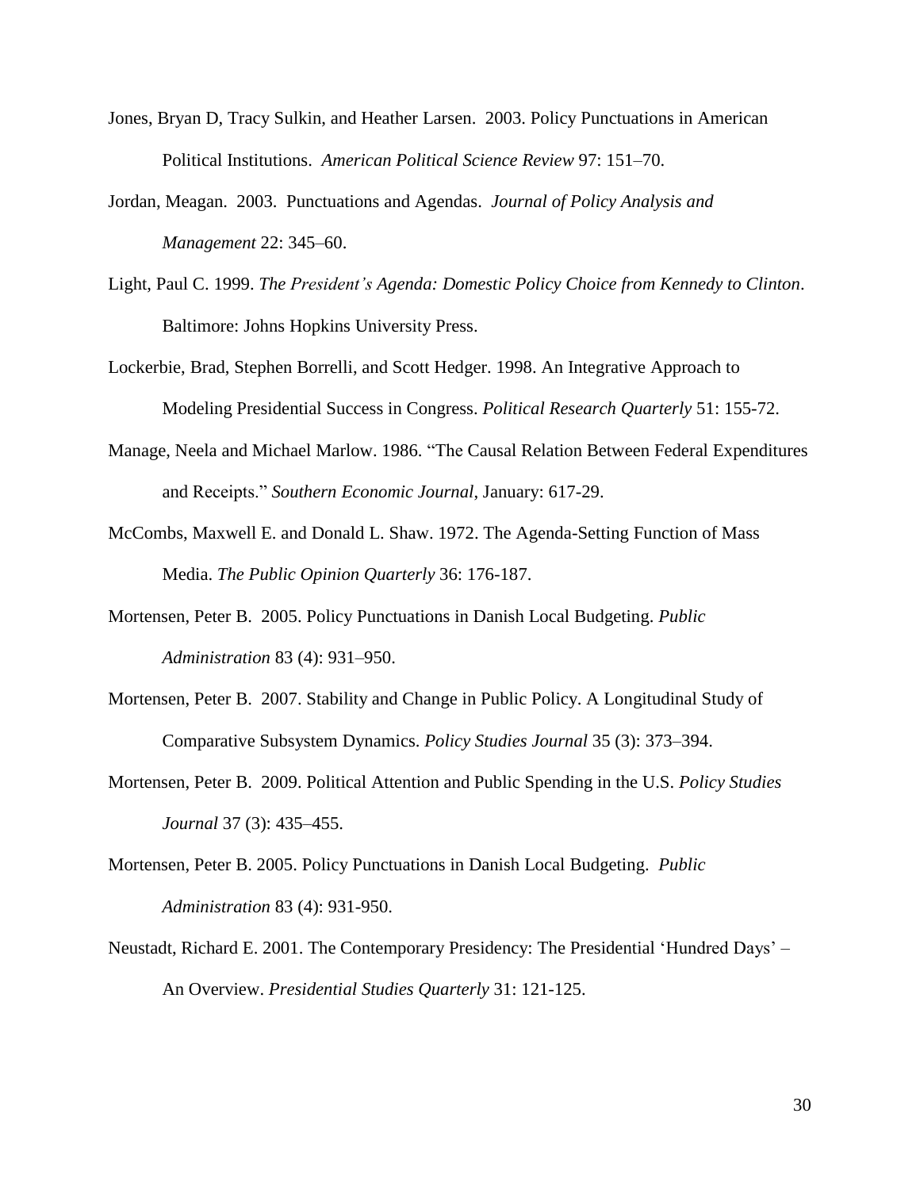Jones, Bryan D, Tracy Sulkin, and Heather Larsen. 2003. Policy Punctuations in American Political Institutions. *American Political Science Review* 97: 151–70.

Jordan, Meagan. 2003. Punctuations and Agendas. *Journal of Policy Analysis and Management* 22: 345–60.

Light, Paul C. 1999. *The President's Agenda: Domestic Policy Choice from Kennedy to Clinton*. Baltimore: Johns Hopkins University Press.

Lockerbie, Brad, Stephen Borrelli, and Scott Hedger. 1998. An Integrative Approach to Modeling Presidential Success in Congress. *Political Research Quarterly* 51: 155-72.

Manage, Neela and Michael Marlow. 1986. "The Causal Relation Between Federal Expenditures and Receipts." *Southern Economic Journal*, January: 617-29.

McCombs, Maxwell E. and Donald L. Shaw. 1972. The Agenda-Setting Function of Mass Media. *The Public Opinion Quarterly* 36: 176-187.

Mortensen, Peter B. 2005. Policy Punctuations in Danish Local Budgeting. *Public Administration* 83 (4): 931–950.

Mortensen, Peter B. 2007. Stability and Change in Public Policy. A Longitudinal Study of Comparative Subsystem Dynamics. *Policy Studies Journal* 35 (3): 373–394.

Mortensen, Peter B. 2009. Political Attention and Public Spending in the U.S. *Policy Studies Journal* 37 (3): 435–455.

Mortensen, Peter B. 2005. Policy Punctuations in Danish Local Budgeting. *Public Administration* 83 (4): 931-950.

Neustadt, Richard E. 2001. The Contemporary Presidency: The Presidential 'Hundred Days' – An Overview. *Presidential Studies Quarterly* 31: 121-125.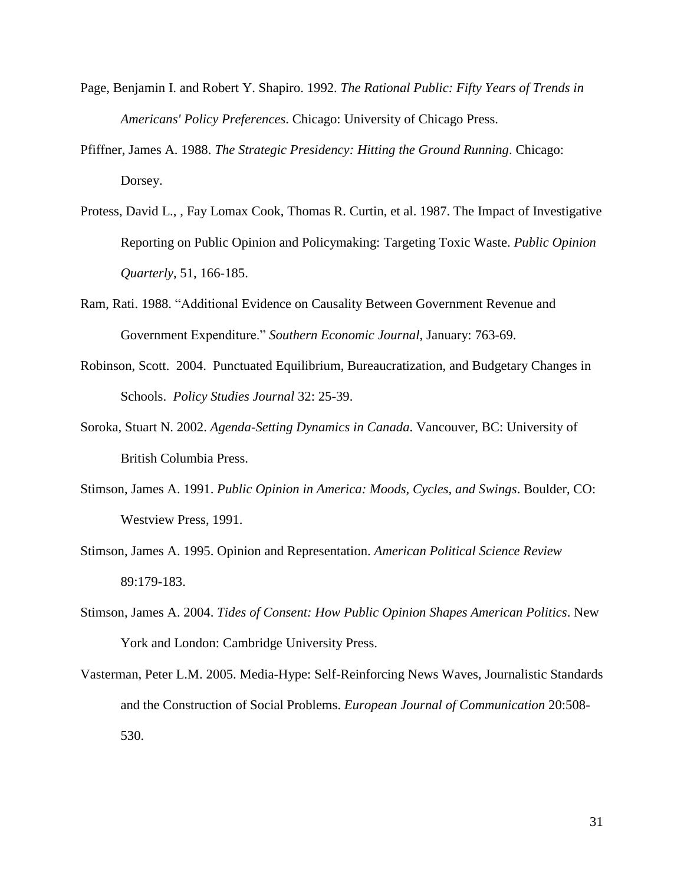Page, Benjamin I. and Robert Y. Shapiro. 1992. *The Rational Public: Fifty Years of Trends in Americans' Policy Preferences*. Chicago: University of Chicago Press.

Pfiffner, James A. 1988. *The Strategic Presidency: Hitting the Ground Running*. Chicago: Dorsey.

Protess, David L., , Fay Lomax Cook, Thomas R. Curtin, et al. 1987. The Impact of Investigative Reporting on Public Opinion and Policymaking: Targeting Toxic Waste. *Public Opinion Quarterly*, 51, 166-185.

Ram, Rati. 1988. "Additional Evidence on Causality Between Government Revenue and Government Expenditure." *Southern Economic Journal*, January: 763-69.

Robinson, Scott. 2004. Punctuated Equilibrium, Bureaucratization, and Budgetary Changes in Schools. *Policy Studies Journal* 32: 25-39.

Soroka, Stuart N. 2002. *Agenda-Setting Dynamics in Canada*. Vancouver, BC: University of British Columbia Press.

Stimson, James A. 1991. *Public Opinion in America: Moods, Cycles, and Swings*. Boulder, CO: Westview Press, 1991.

Stimson, James A. 1995. Opinion and Representation. *American Political Science Review* 89:179-183.

Stimson, James A. 2004. *Tides of Consent: How Public Opinion Shapes American Politics*. New York and London: Cambridge University Press.

Vasterman, Peter L.M. 2005. Media-Hype: Self-Reinforcing News Waves, Journalistic Standards and the Construction of Social Problems. *European Journal of Communication* 20:508-530.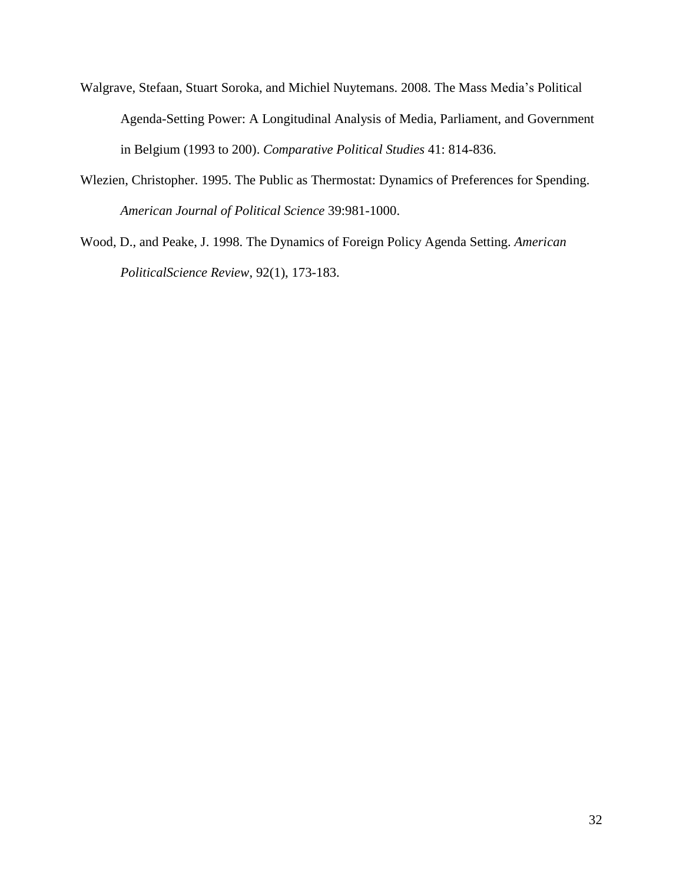Walgrave, Stefaan, Stuart Soroka, and Michiel Nuytemans. 2008. The Mass Media's Political Agenda-Setting Power: A Longitudinal Analysis of Media, Parliament, and Government in Belgium (1993 to 200). *Comparative Political Studies* 41: 814-836.

Wlezien, Christopher. 1995. The Public as Thermostat: Dynamics of Preferences for Spending. *American Journal of Political Science* 39:981-1000.

Wood, D., and Peake, J. 1998. The Dynamics of Foreign Policy Agenda Setting. *American PoliticalScience Review*, 92(1), 173-183.